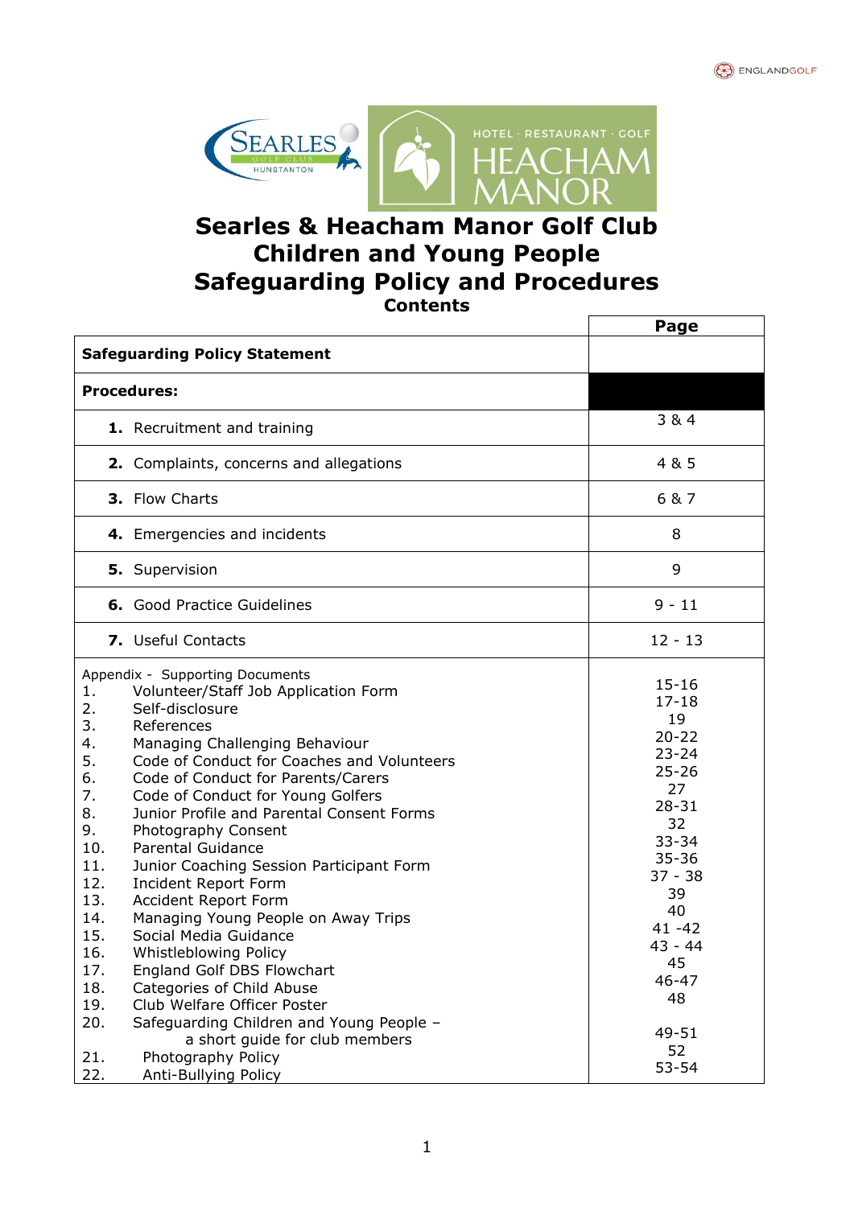# Searles & Heacham Manor Golf Club
# Children and Young People
# Safeguarding Policy and Procedures

**Contents**

| | Page |
|---|---|
| **Safeguarding Policy Statement** | |
| **Procedures:** | |
| **1.** Recruitment and training | 3 & 4 |
| **2.** Complaints, concerns and allegations | 4 & 5 |
| **3.** Flow Charts | 6 & 7 |
| **4.** Emergencies and incidents | 8 |
| **5.** Supervision | 9 |
| **6.** Good Practice Guidelines | 9 - 11 |
| **7.** Useful Contacts | 12 - 13 |
| Appendix - Supporting Documents | |
| 1. Volunteer/Staff Job Application Form | 15-16 |
| 2. Self-disclosure | 17-18 |
| 3. References | 19 |
| 4. Managing Challenging Behaviour | 20-22 |
| 5. Code of Conduct for Coaches and Volunteers | 23-24 |
| 6. Code of Conduct for Parents/Carers | 25-26 |
| 7. Code of Conduct for Young Golfers | 27 |
| 8. Junior Profile and Parental Consent Forms | 28-31 |
| 9. Photography Consent | 32 |
| 10. Parental Guidance | 33-34 |
| 11. Junior Coaching Session Participant Form | 35-36 |
| 12. Incident Report Form | 37 - 38 |
| 13. Accident Report Form | 39 |
| 14. Managing Young People on Away Trips | 40 |
| 15. Social Media Guidance | 41 -42 |
| 16. Whistleblowing Policy | 43 - 44 |
| 17. England Golf DBS Flowchart | 45 |
| 18. Categories of Child Abuse | 46-47 |
| 19. Club Welfare Officer Poster | 48 |
| 20. Safeguarding Children and Young People – a short guide for club members | 49-51 |
| 21. Photography Policy | 52 |
| 22. Anti-Bullying Policy | 53-54 |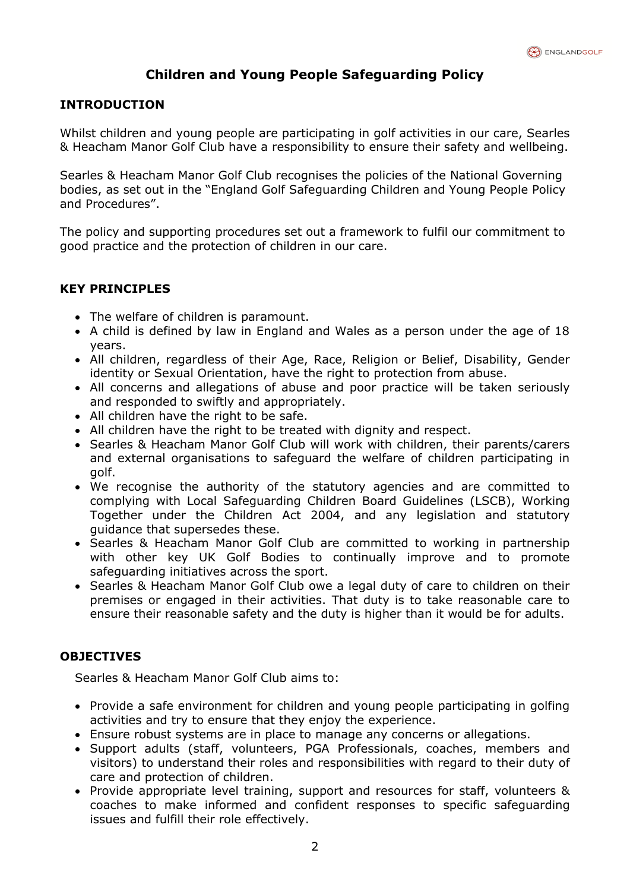# Children and Young People Safeguarding Policy

## INTRODUCTION

Whilst children and young people are participating in golf activities in our care, Searles & Heacham Manor Golf Club have a responsibility to ensure their safety and wellbeing.

Searles & Heacham Manor Golf Club recognises the policies of the National Governing bodies, as set out in the "England Golf Safeguarding Children and Young People Policy and Procedures".

The policy and supporting procedures set out a framework to fulfil our commitment to good practice and the protection of children in our care.

## KEY PRINCIPLES

- The welfare of children is paramount.
- A child is defined by law in England and Wales as a person under the age of 18 years.
- All children, regardless of their Age, Race, Religion or Belief, Disability, Gender identity or Sexual Orientation, have the right to protection from abuse.
- All concerns and allegations of abuse and poor practice will be taken seriously and responded to swiftly and appropriately.
- All children have the right to be safe.
- All children have the right to be treated with dignity and respect.
- Searles & Heacham Manor Golf Club will work with children, their parents/carers and external organisations to safeguard the welfare of children participating in golf.
- We recognise the authority of the statutory agencies and are committed to complying with Local Safeguarding Children Board Guidelines (LSCB), Working Together under the Children Act 2004, and any legislation and statutory guidance that supersedes these.
- Searles & Heacham Manor Golf Club are committed to working in partnership with other key UK Golf Bodies to continually improve and to promote safeguarding initiatives across the sport.
- Searles & Heacham Manor Golf Club owe a legal duty of care to children on their premises or engaged in their activities. That duty is to take reasonable care to ensure their reasonable safety and the duty is higher than it would be for adults.

## OBJECTIVES

Searles & Heacham Manor Golf Club aims to:

- Provide a safe environment for children and young people participating in golfing activities and try to ensure that they enjoy the experience.
- Ensure robust systems are in place to manage any concerns or allegations.
- Support adults (staff, volunteers, PGA Professionals, coaches, members and visitors) to understand their roles and responsibilities with regard to their duty of care and protection of children.
- Provide appropriate level training, support and resources for staff, volunteers & coaches to make informed and confident responses to specific safeguarding issues and fulfill their role effectively.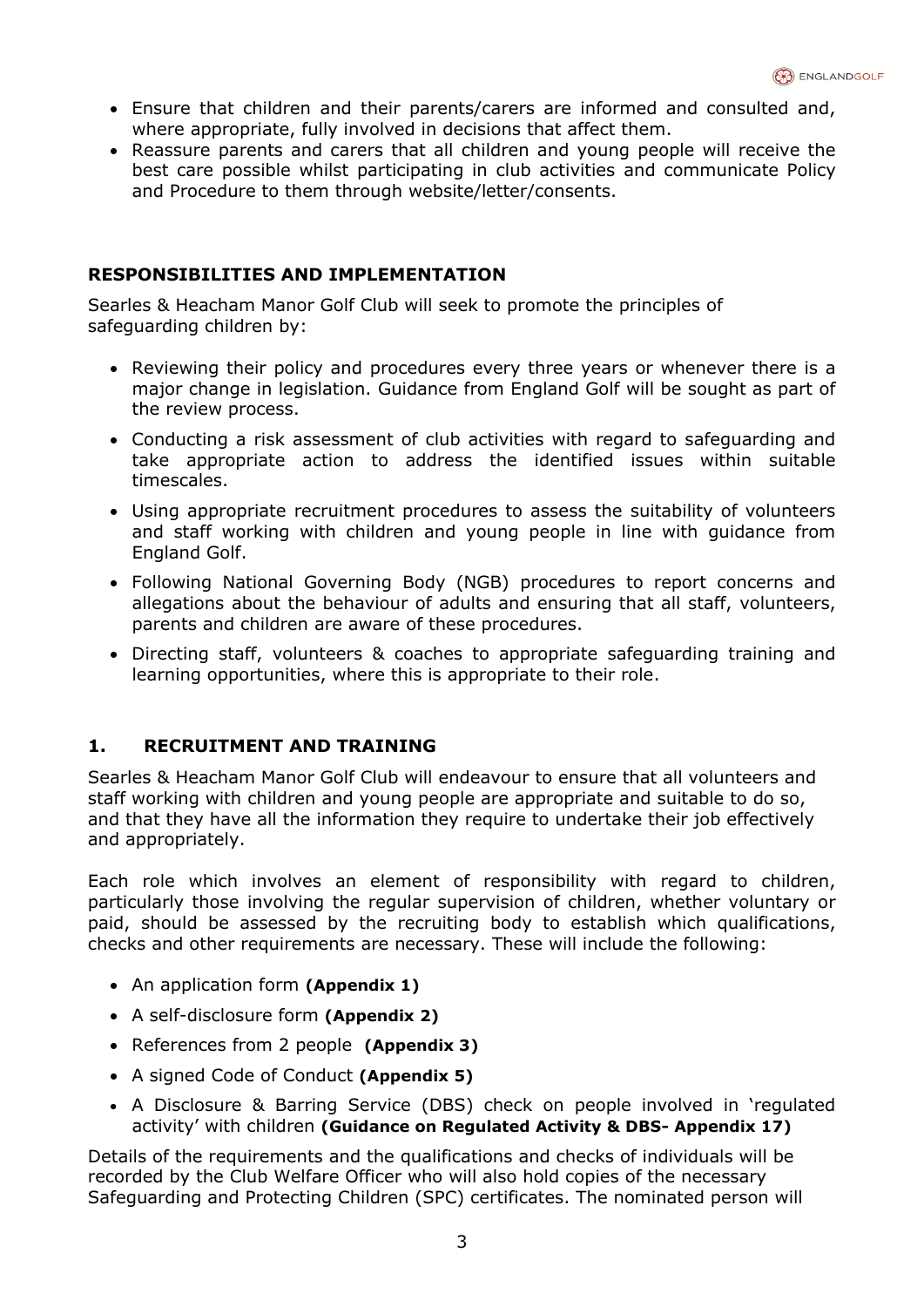- Ensure that children and their parents/carers are informed and consulted and, where appropriate, fully involved in decisions that affect them.
- Reassure parents and carers that all children and young people will receive the best care possible whilst participating in club activities and communicate Policy and Procedure to them through website/letter/consents.

## RESPONSIBILITIES AND IMPLEMENTATION

Searles & Heacham Manor Golf Club will seek to promote the principles of safeguarding children by:

- Reviewing their policy and procedures every three years or whenever there is a major change in legislation. Guidance from England Golf will be sought as part of the review process.
- Conducting a risk assessment of club activities with regard to safeguarding and take appropriate action to address the identified issues within suitable timescales.
- Using appropriate recruitment procedures to assess the suitability of volunteers and staff working with children and young people in line with guidance from England Golf.
- Following National Governing Body (NGB) procedures to report concerns and allegations about the behaviour of adults and ensuring that all staff, volunteers, parents and children are aware of these procedures.
- Directing staff, volunteers & coaches to appropriate safeguarding training and learning opportunities, where this is appropriate to their role.

## 1. RECRUITMENT AND TRAINING

Searles & Heacham Manor Golf Club will endeavour to ensure that all volunteers and staff working with children and young people are appropriate and suitable to do so, and that they have all the information they require to undertake their job effectively and appropriately.

Each role which involves an element of responsibility with regard to children, particularly those involving the regular supervision of children, whether voluntary or paid, should be assessed by the recruiting body to establish which qualifications, checks and other requirements are necessary. These will include the following:

- An application form **(Appendix 1)**
- A self-disclosure form **(Appendix 2)**
- References from 2 people **(Appendix 3)**
- A signed Code of Conduct **(Appendix 5)**
- A Disclosure & Barring Service (DBS) check on people involved in 'regulated activity' with children **(Guidance on Regulated Activity & DBS- Appendix 17)**

Details of the requirements and the qualifications and checks of individuals will be recorded by the Club Welfare Officer who will also hold copies of the necessary Safeguarding and Protecting Children (SPC) certificates. The nominated person will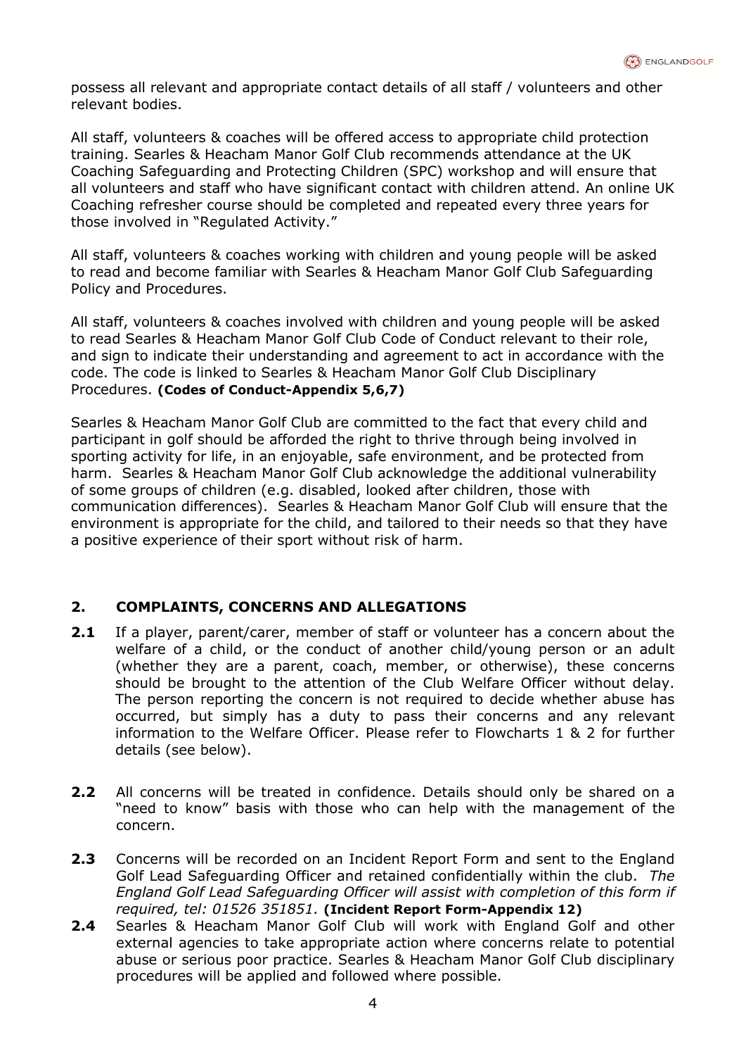possess all relevant and appropriate contact details of all staff / volunteers and other relevant bodies.

All staff, volunteers & coaches will be offered access to appropriate child protection training. Searles & Heacham Manor Golf Club recommends attendance at the UK Coaching Safeguarding and Protecting Children (SPC) workshop and will ensure that all volunteers and staff who have significant contact with children attend. An online UK Coaching refresher course should be completed and repeated every three years for those involved in "Regulated Activity."

All staff, volunteers & coaches working with children and young people will be asked to read and become familiar with Searles & Heacham Manor Golf Club Safeguarding Policy and Procedures.

All staff, volunteers & coaches involved with children and young people will be asked to read Searles & Heacham Manor Golf Club Code of Conduct relevant to their role, and sign to indicate their understanding and agreement to act in accordance with the code. The code is linked to Searles & Heacham Manor Golf Club Disciplinary Procedures. **(Codes of Conduct-Appendix 5,6,7)**

Searles & Heacham Manor Golf Club are committed to the fact that every child and participant in golf should be afforded the right to thrive through being involved in sporting activity for life, in an enjoyable, safe environment, and be protected from harm. Searles & Heacham Manor Golf Club acknowledge the additional vulnerability of some groups of children (e.g. disabled, looked after children, those with communication differences). Searles & Heacham Manor Golf Club will ensure that the environment is appropriate for the child, and tailored to their needs so that they have a positive experience of their sport without risk of harm.

## 2. COMPLAINTS, CONCERNS AND ALLEGATIONS

**2.1** If a player, parent/carer, member of staff or volunteer has a concern about the welfare of a child, or the conduct of another child/young person or an adult (whether they are a parent, coach, member, or otherwise), these concerns should be brought to the attention of the Club Welfare Officer without delay. The person reporting the concern is not required to decide whether abuse has occurred, but simply has a duty to pass their concerns and any relevant information to the Welfare Officer. Please refer to Flowcharts 1 & 2 for further details (see below).

**2.2** All concerns will be treated in confidence. Details should only be shared on a "need to know" basis with those who can help with the management of the concern.

**2.3** Concerns will be recorded on an Incident Report Form and sent to the England Golf Lead Safeguarding Officer and retained confidentially within the club. *The England Golf Lead Safeguarding Officer will assist with completion of this form if required, tel: 01526 351851.* **(Incident Report Form-Appendix 12)**

**2.4** Searles & Heacham Manor Golf Club will work with England Golf and other external agencies to take appropriate action where concerns relate to potential abuse or serious poor practice. Searles & Heacham Manor Golf Club disciplinary procedures will be applied and followed where possible.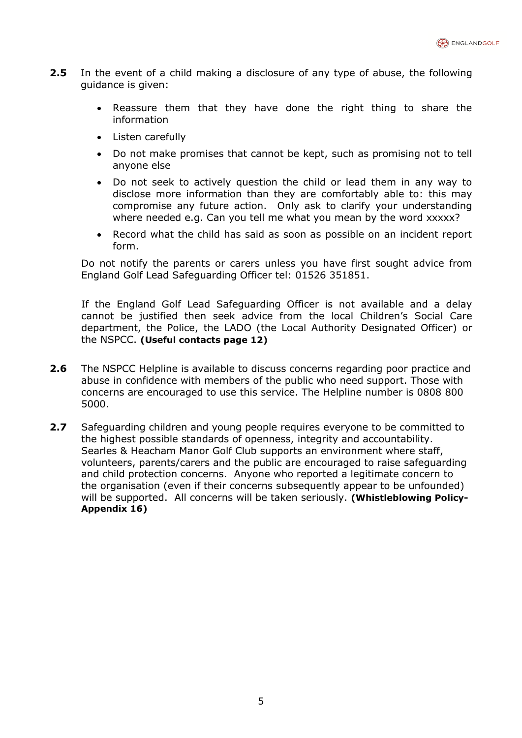**2.5** In the event of a child making a disclosure of any type of abuse, the following guidance is given:

- Reassure them that they have done the right thing to share the information
- Listen carefully
- Do not make promises that cannot be kept, such as promising not to tell anyone else
- Do not seek to actively question the child or lead them in any way to disclose more information than they are comfortably able to: this may compromise any future action. Only ask to clarify your understanding where needed e.g. Can you tell me what you mean by the word xxxxx?
- Record what the child has said as soon as possible on an incident report form.

Do not notify the parents or carers unless you have first sought advice from England Golf Lead Safeguarding Officer tel: 01526 351851.

If the England Golf Lead Safeguarding Officer is not available and a delay cannot be justified then seek advice from the local Children's Social Care department, the Police, the LADO (the Local Authority Designated Officer) or the NSPCC. **(Useful contacts page 12)**

**2.6** The NSPCC Helpline is available to discuss concerns regarding poor practice and abuse in confidence with members of the public who need support. Those with concerns are encouraged to use this service. The Helpline number is 0808 800 5000.

**2.7** Safeguarding children and young people requires everyone to be committed to the highest possible standards of openness, integrity and accountability. Searles & Heacham Manor Golf Club supports an environment where staff, volunteers, parents/carers and the public are encouraged to raise safeguarding and child protection concerns. Anyone who reported a legitimate concern to the organisation (even if their concerns subsequently appear to be unfounded) will be supported. All concerns will be taken seriously. **(Whistleblowing Policy-Appendix 16)**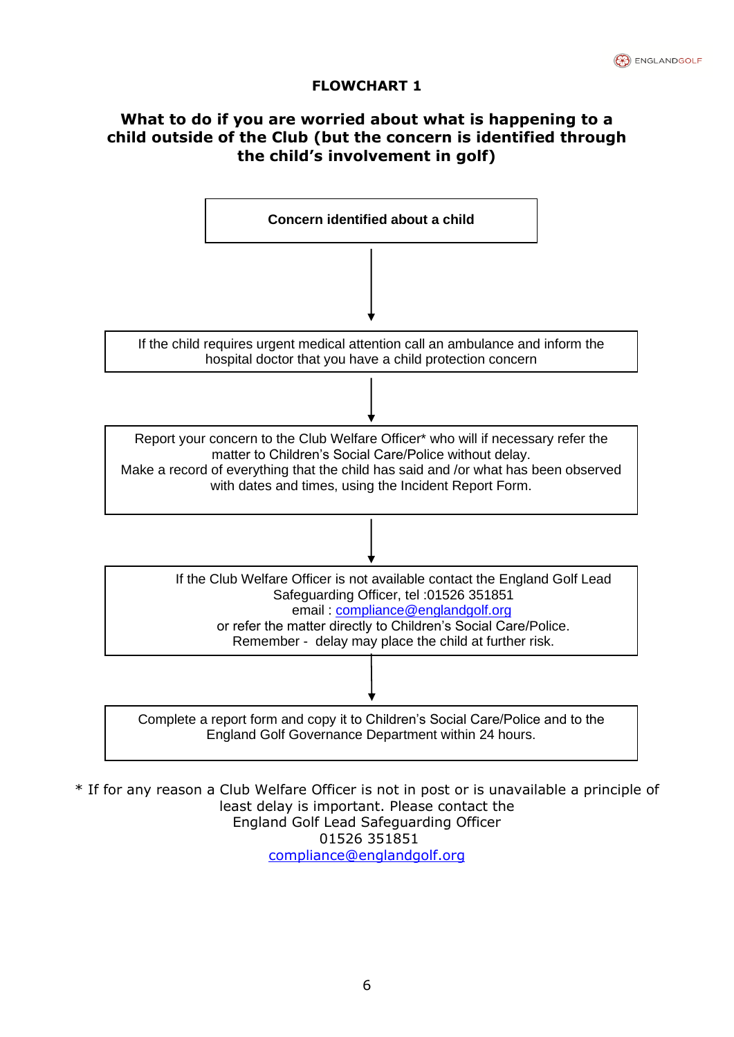# FLOWCHART 1

## What to do if you are worried about what is happening to a child outside of the Club (but the concern is identified through the child's involvement in golf)

**Concern identified about a child**

↓

If the child requires urgent medical attention call an ambulance and inform the hospital doctor that you have a child protection concern

↓

Report your concern to the Club Welfare Officer* who will if necessary refer the matter to Children's Social Care/Police without delay.
Make a record of everything that the child has said and /or what has been observed with dates and times, using the Incident Report Form.

↓

If the Club Welfare Officer is not available contact the England Golf Lead Safeguarding Officer, tel :01526 351851
email : compliance@englandgolf.org
or refer the matter directly to Children's Social Care/Police.
Remember - delay may place the child at further risk.

↓

Complete a report form and copy it to Children's Social Care/Police and to the England Golf Governance Department within 24 hours.

* If for any reason a Club Welfare Officer is not in post or is unavailable a principle of least delay is important. Please contact the
England Golf Lead Safeguarding Officer
01526 351851
compliance@englandgolf.org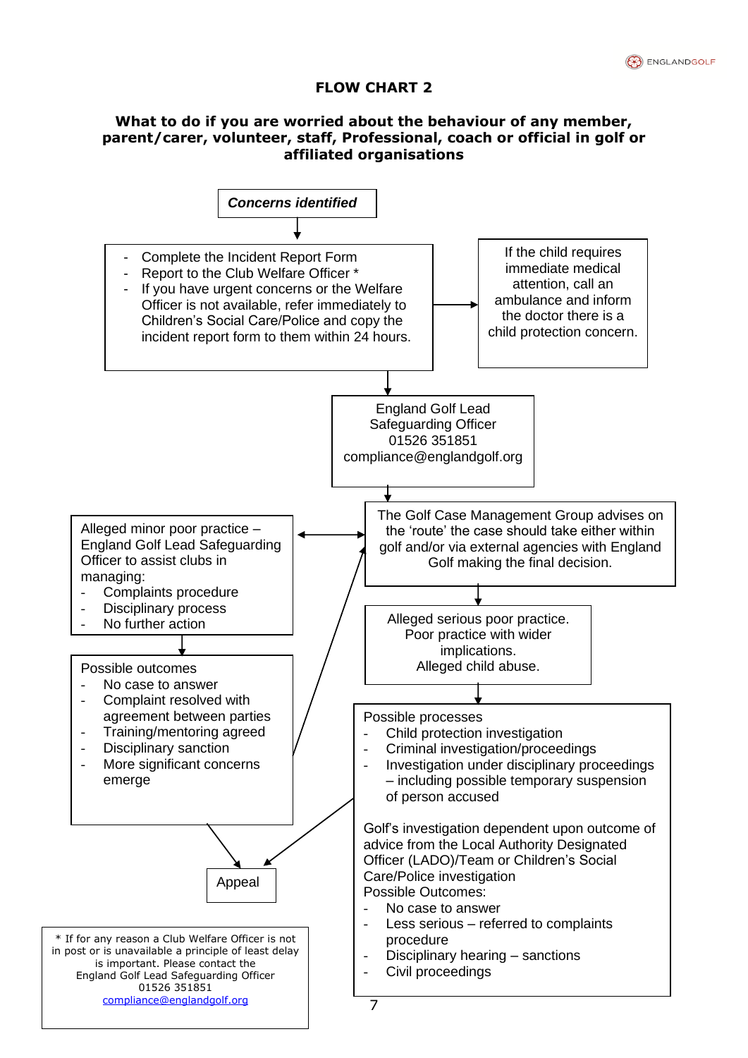## FLOW CHART 2

### What to do if you are worried about the behaviour of any member, parent/carer, volunteer, staff, Professional, coach or official in golf or affiliated organisations

***Concerns identified***

- Complete the Incident Report Form
- Report to the Club Welfare Officer *
- If you have urgent concerns or the Welfare Officer is not available, refer immediately to Children's Social Care/Police and copy the incident report form to them within 24 hours.

If the child requires immediate medical attention, call an ambulance and inform the doctor there is a child protection concern.

England Golf Lead Safeguarding Officer
01526 351851
compliance@englandgolf.org

The Golf Case Management Group advises on the 'route' the case should take either within golf and/or via external agencies with England Golf making the final decision.

Alleged minor poor practice – England Golf Lead Safeguarding Officer to assist clubs in managing:
- Complaints procedure
- Disciplinary process
- No further action

Possible outcomes
- No case to answer
- Complaint resolved with agreement between parties
- Training/mentoring agreed
- Disciplinary sanction
- More significant concerns emerge

Alleged serious poor practice.
Poor practice with wider implications.
Alleged child abuse.

Possible processes
- Child protection investigation
- Criminal investigation/proceedings
- Investigation under disciplinary proceedings – including possible temporary suspension of person accused

Golf's investigation dependent upon outcome of advice from the Local Authority Designated Officer (LADO)/Team or Children's Social Care/Police investigation
Possible Outcomes:
- No case to answer
- Less serious – referred to complaints procedure
- Disciplinary hearing – sanctions
- Civil proceedings

Appeal

\* If for any reason a Club Welfare Officer is not in post or is unavailable a principle of least delay is important. Please contact the England Golf Lead Safeguarding Officer
01526 351851
compliance@englandgolf.org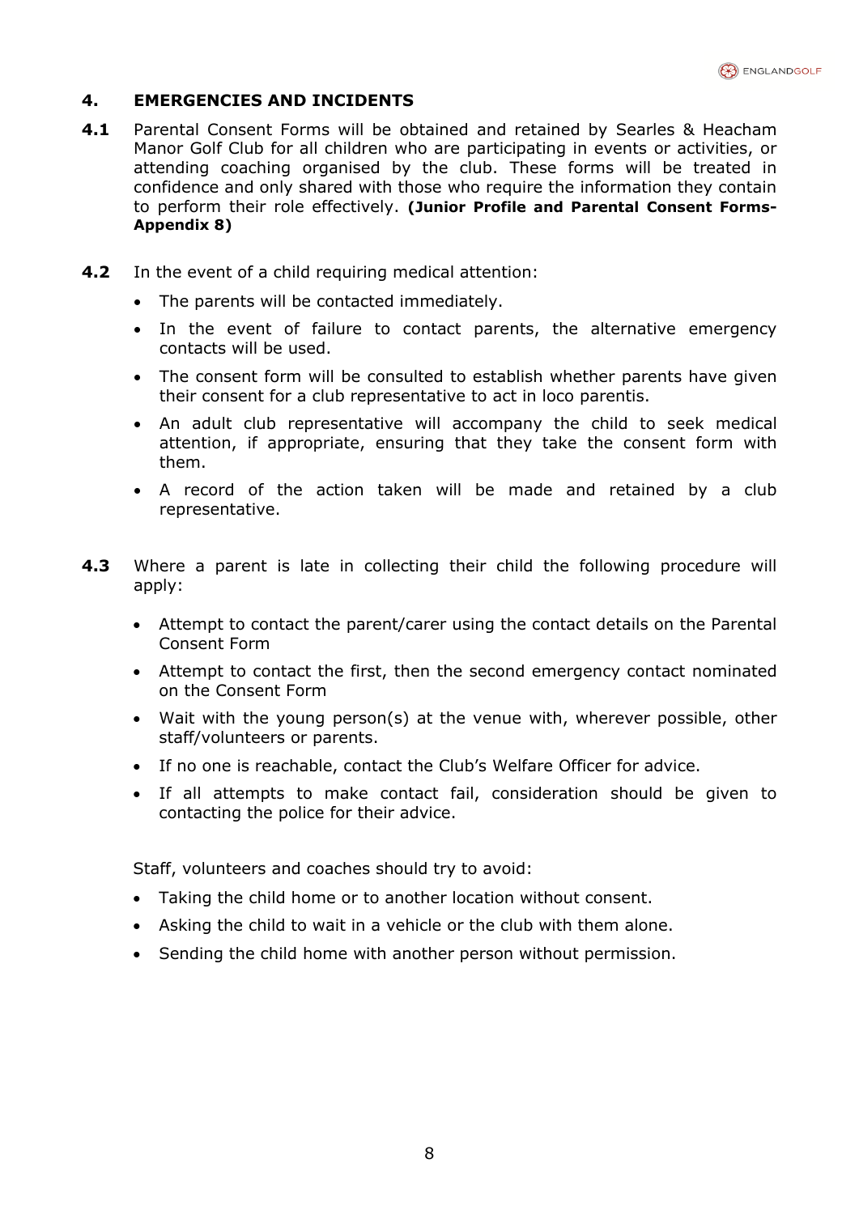## 4. EMERGENCIES AND INCIDENTS

**4.1** Parental Consent Forms will be obtained and retained by Searles & Heacham Manor Golf Club for all children who are participating in events or activities, or attending coaching organised by the club. These forms will be treated in confidence and only shared with those who require the information they contain to perform their role effectively. **(Junior Profile and Parental Consent Forms-Appendix 8)**

**4.2** In the event of a child requiring medical attention:

- The parents will be contacted immediately.
- In the event of failure to contact parents, the alternative emergency contacts will be used.
- The consent form will be consulted to establish whether parents have given their consent for a club representative to act in loco parentis.
- An adult club representative will accompany the child to seek medical attention, if appropriate, ensuring that they take the consent form with them.
- A record of the action taken will be made and retained by a club representative.

**4.3** Where a parent is late in collecting their child the following procedure will apply:

- Attempt to contact the parent/carer using the contact details on the Parental Consent Form
- Attempt to contact the first, then the second emergency contact nominated on the Consent Form
- Wait with the young person(s) at the venue with, wherever possible, other staff/volunteers or parents.
- If no one is reachable, contact the Club's Welfare Officer for advice.
- If all attempts to make contact fail, consideration should be given to contacting the police for their advice.

Staff, volunteers and coaches should try to avoid:

- Taking the child home or to another location without consent.
- Asking the child to wait in a vehicle or the club with them alone.
- Sending the child home with another person without permission.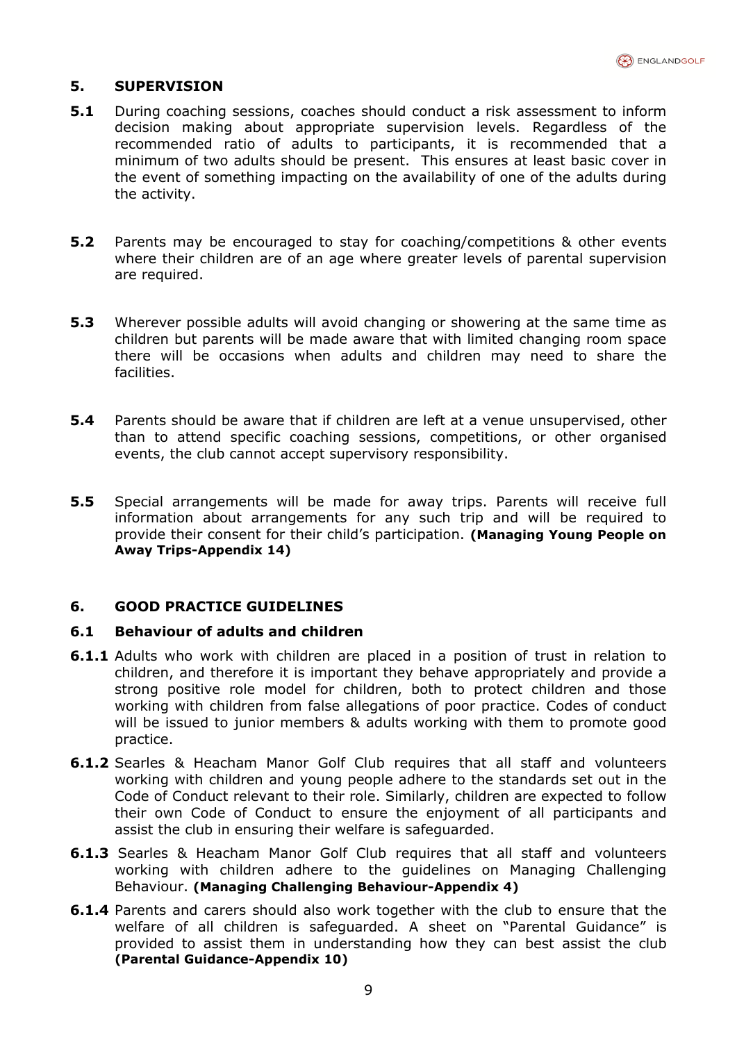## 5. SUPERVISION

**5.1** During coaching sessions, coaches should conduct a risk assessment to inform decision making about appropriate supervision levels. Regardless of the recommended ratio of adults to participants, it is recommended that a minimum of two adults should be present. This ensures at least basic cover in the event of something impacting on the availability of one of the adults during the activity.

**5.2** Parents may be encouraged to stay for coaching/competitions & other events where their children are of an age where greater levels of parental supervision are required.

**5.3** Wherever possible adults will avoid changing or showering at the same time as children but parents will be made aware that with limited changing room space there will be occasions when adults and children may need to share the facilities.

**5.4** Parents should be aware that if children are left at a venue unsupervised, other than to attend specific coaching sessions, competitions, or other organised events, the club cannot accept supervisory responsibility.

**5.5** Special arrangements will be made for away trips. Parents will receive full information about arrangements for any such trip and will be required to provide their consent for their child's participation. **(Managing Young People on Away Trips-Appendix 14)**

## 6. GOOD PRACTICE GUIDELINES

### 6.1 Behaviour of adults and children

**6.1.1** Adults who work with children are placed in a position of trust in relation to children, and therefore it is important they behave appropriately and provide a strong positive role model for children, both to protect children and those working with children from false allegations of poor practice. Codes of conduct will be issued to junior members & adults working with them to promote good practice.

**6.1.2** Searles & Heacham Manor Golf Club requires that all staff and volunteers working with children and young people adhere to the standards set out in the Code of Conduct relevant to their role. Similarly, children are expected to follow their own Code of Conduct to ensure the enjoyment of all participants and assist the club in ensuring their welfare is safeguarded.

**6.1.3** Searles & Heacham Manor Golf Club requires that all staff and volunteers working with children adhere to the guidelines on Managing Challenging Behaviour. **(Managing Challenging Behaviour-Appendix 4)**

**6.1.4** Parents and carers should also work together with the club to ensure that the welfare of all children is safeguarded. A sheet on "Parental Guidance" is provided to assist them in understanding how they can best assist the club **(Parental Guidance-Appendix 10)**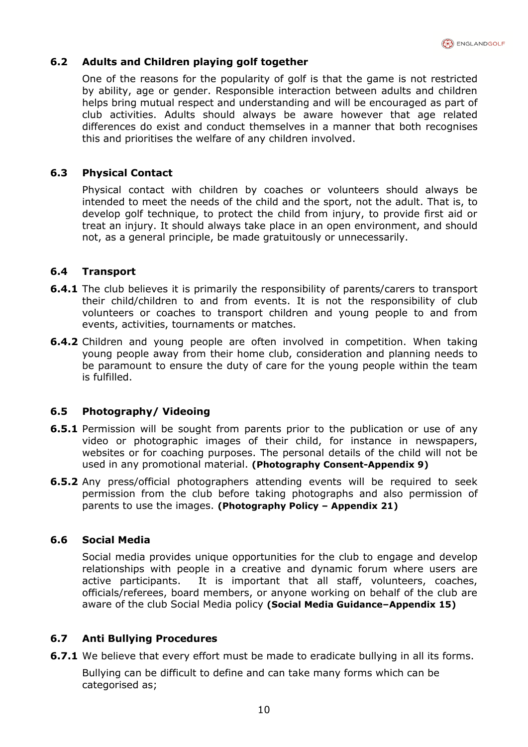### 6.2 Adults and Children playing golf together

One of the reasons for the popularity of golf is that the game is not restricted by ability, age or gender. Responsible interaction between adults and children helps bring mutual respect and understanding and will be encouraged as part of club activities. Adults should always be aware however that age related differences do exist and conduct themselves in a manner that both recognises this and prioritises the welfare of any children involved.

### 6.3 Physical Contact

Physical contact with children by coaches or volunteers should always be intended to meet the needs of the child and the sport, not the adult. That is, to develop golf technique, to protect the child from injury, to provide first aid or treat an injury. It should always take place in an open environment, and should not, as a general principle, be made gratuitously or unnecessarily.

### 6.4 Transport

**6.4.1** The club believes it is primarily the responsibility of parents/carers to transport their child/children to and from events. It is not the responsibility of club volunteers or coaches to transport children and young people to and from events, activities, tournaments or matches.

**6.4.2** Children and young people are often involved in competition. When taking young people away from their home club, consideration and planning needs to be paramount to ensure the duty of care for the young people within the team is fulfilled.

### 6.5 Photography/ Videoing

**6.5.1** Permission will be sought from parents prior to the publication or use of any video or photographic images of their child, for instance in newspapers, websites or for coaching purposes. The personal details of the child will not be used in any promotional material. **(Photography Consent-Appendix 9)**

**6.5.2** Any press/official photographers attending events will be required to seek permission from the club before taking photographs and also permission of parents to use the images. **(Photography Policy – Appendix 21)**

### 6.6 Social Media

Social media provides unique opportunities for the club to engage and develop relationships with people in a creative and dynamic forum where users are active participants. It is important that all staff, volunteers, coaches, officials/referees, board members, or anyone working on behalf of the club are aware of the club Social Media policy **(Social Media Guidance–Appendix 15)**

### 6.7 Anti Bullying Procedures

**6.7.1** We believe that every effort must be made to eradicate bullying in all its forms.

Bullying can be difficult to define and can take many forms which can be categorised as;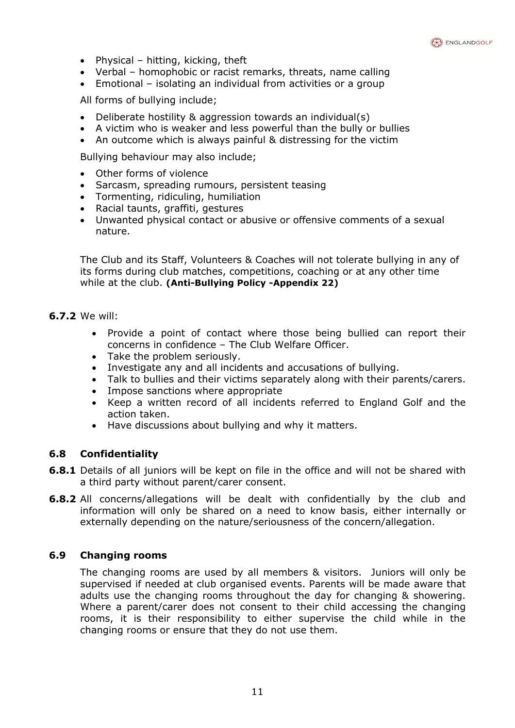- Physical – hitting, kicking, theft
- Verbal – homophobic or racist remarks, threats, name calling
- Emotional – isolating an individual from activities or a group

All forms of bullying include;

- Deliberate hostility & aggression towards an individual(s)
- A victim who is weaker and less powerful than the bully or bullies
- An outcome which is always painful & distressing for the victim

Bullying behaviour may also include;

- Other forms of violence
- Sarcasm, spreading rumours, persistent teasing
- Tormenting, ridiculing, humiliation
- Racial taunts, graffiti, gestures
- Unwanted physical contact or abusive or offensive comments of a sexual nature.

The Club and its Staff, Volunteers & Coaches will not tolerate bullying in any of its forms during club matches, competitions, coaching or at any other time while at the club. **(Anti-Bullying Policy -Appendix 22)**

**6.7.2** We will:

- Provide a point of contact where those being bullied can report their concerns in confidence – The Club Welfare Officer.
- Take the problem seriously.
- Investigate any and all incidents and accusations of bullying.
- Talk to bullies and their victims separately along with their parents/carers.
- Impose sanctions where appropriate
- Keep a written record of all incidents referred to England Golf and the action taken.
- Have discussions about bullying and why it matters.

## 6.8 Confidentiality

**6.8.1** Details of all juniors will be kept on file in the office and will not be shared with a third party without parent/carer consent.

**6.8.2** All concerns/allegations will be dealt with confidentially by the club and information will only be shared on a need to know basis, either internally or externally depending on the nature/seriousness of the concern/allegation.

## 6.9 Changing rooms

The changing rooms are used by all members & visitors. Juniors will only be supervised if needed at club organised events. Parents will be made aware that adults use the changing rooms throughout the day for changing & showering. Where a parent/carer does not consent to their child accessing the changing rooms, it is their responsibility to either supervise the child while in the changing rooms or ensure that they do not use them.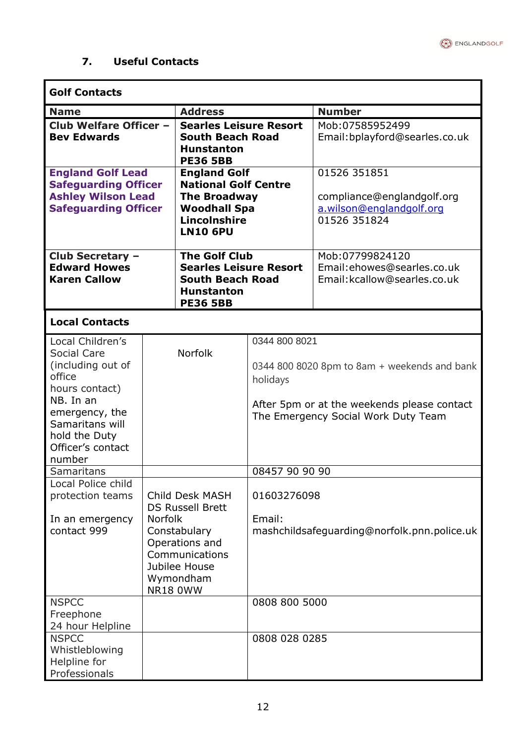## 7. Useful Contacts

| Golf Contacts | | |
|---|---|---|
| **Name** | **Address** | **Number** |
| **Club Welfare Officer – Bev Edwards** | **Searles Leisure Resort South Beach Road Hunstanton PE36 5BB** | Mob:07585952499 Email:bplayford@searles.co.uk |
| **England Golf Lead Safeguarding Officer Ashley Wilson Lead Safeguarding Officer** | **England Golf National Golf Centre The Broadway Woodhall Spa Lincolnshire LN10 6PU** | 01526 351851<br><br>compliance@englandgolf.org a.wilson@englandgolf.org 01526 351824 |
| **Club Secretary – Edward Howes Karen Callow** | **The Golf Club Searles Leisure Resort South Beach Road Hunstanton PE36 5BB** | Mob:07799824120 Email:ehowes@searles.co.uk Email:kcallow@searles.co.uk |

| Local Contacts | | |
|---|---|---|
| Local Children's Social Care (including out of office hours contact) NB. In an emergency, the Samaritans will hold the Duty Officer's contact number | Norfolk | 0344 800 8021<br><br>0344 800 8020 8pm to 8am + weekends and bank holidays<br><br>After 5pm or at the weekends please contact The Emergency Social Work Duty Team |
| Samaritans | | 08457 90 90 90 |
| Local Police child protection teams<br><br>In an emergency contact 999 | Child Desk MASH DS Russell Brett Norfolk Constabulary Operations and Communications Jubilee House Wymondham NR18 0WW | 01603276098<br><br>Email: mashchildsafeguarding@norfolk.pnn.police.uk |
| NSPCC Freephone 24 hour Helpline | | 0808 800 5000 |
| NSPCC Whistleblowing Helpline for Professionals | | 0808 028 0285 |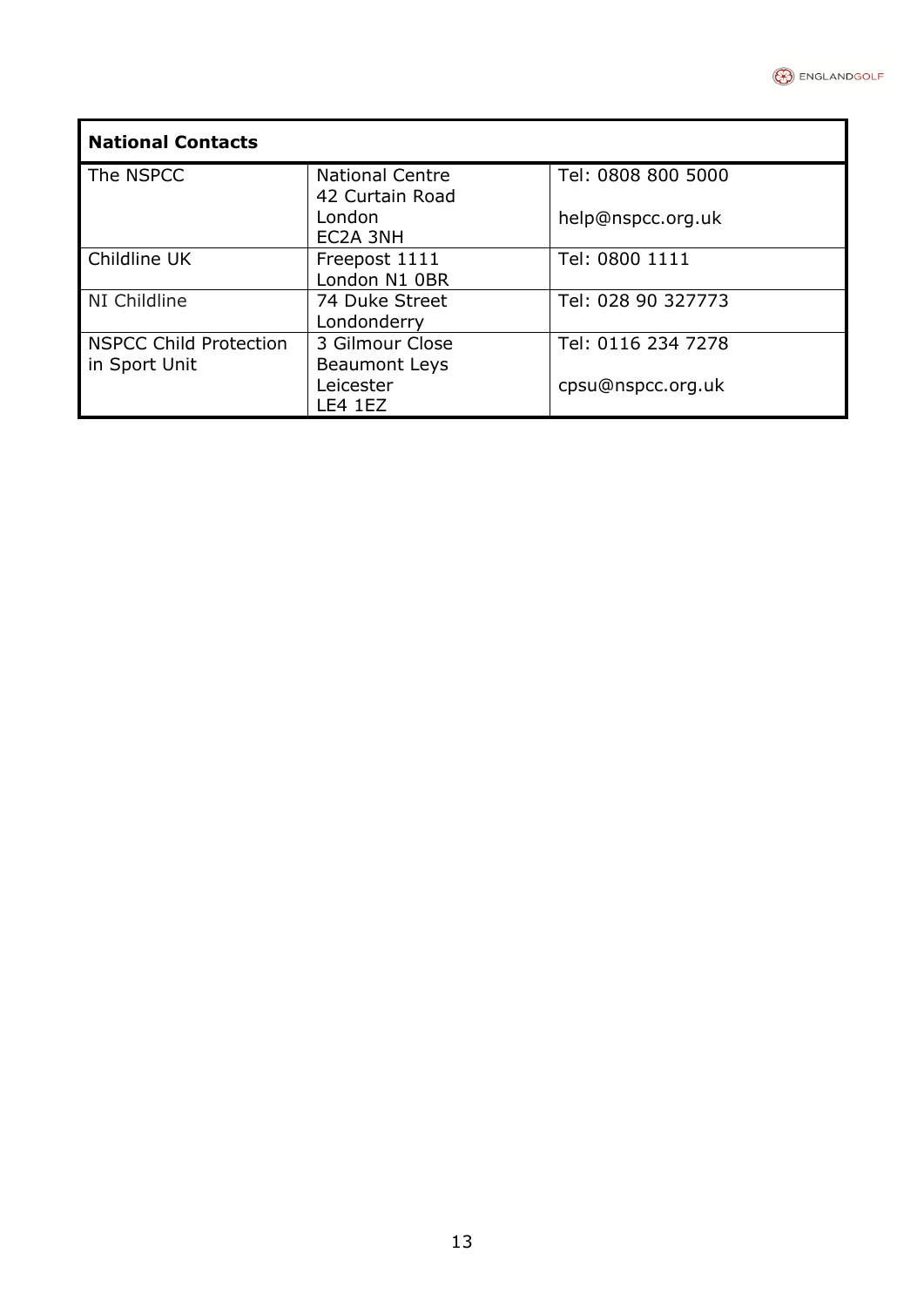| National Contacts | | |
|---|---|---|
| The NSPCC | National Centre<br>42 Curtain Road<br>London<br>EC2A 3NH | Tel: 0808 800 5000<br><br>help@nspcc.org.uk |
| Childline UK | Freepost 1111<br>London N1 0BR | Tel: 0800 1111 |
| NI Childline | 74 Duke Street<br>Londonderry | Tel: 028 90 327773 |
| NSPCC Child Protection in Sport Unit | 3 Gilmour Close<br>Beaumont Leys<br>Leicester<br>LE4 1EZ | Tel: 0116 234 7278<br><br>cpsu@nspcc.org.uk |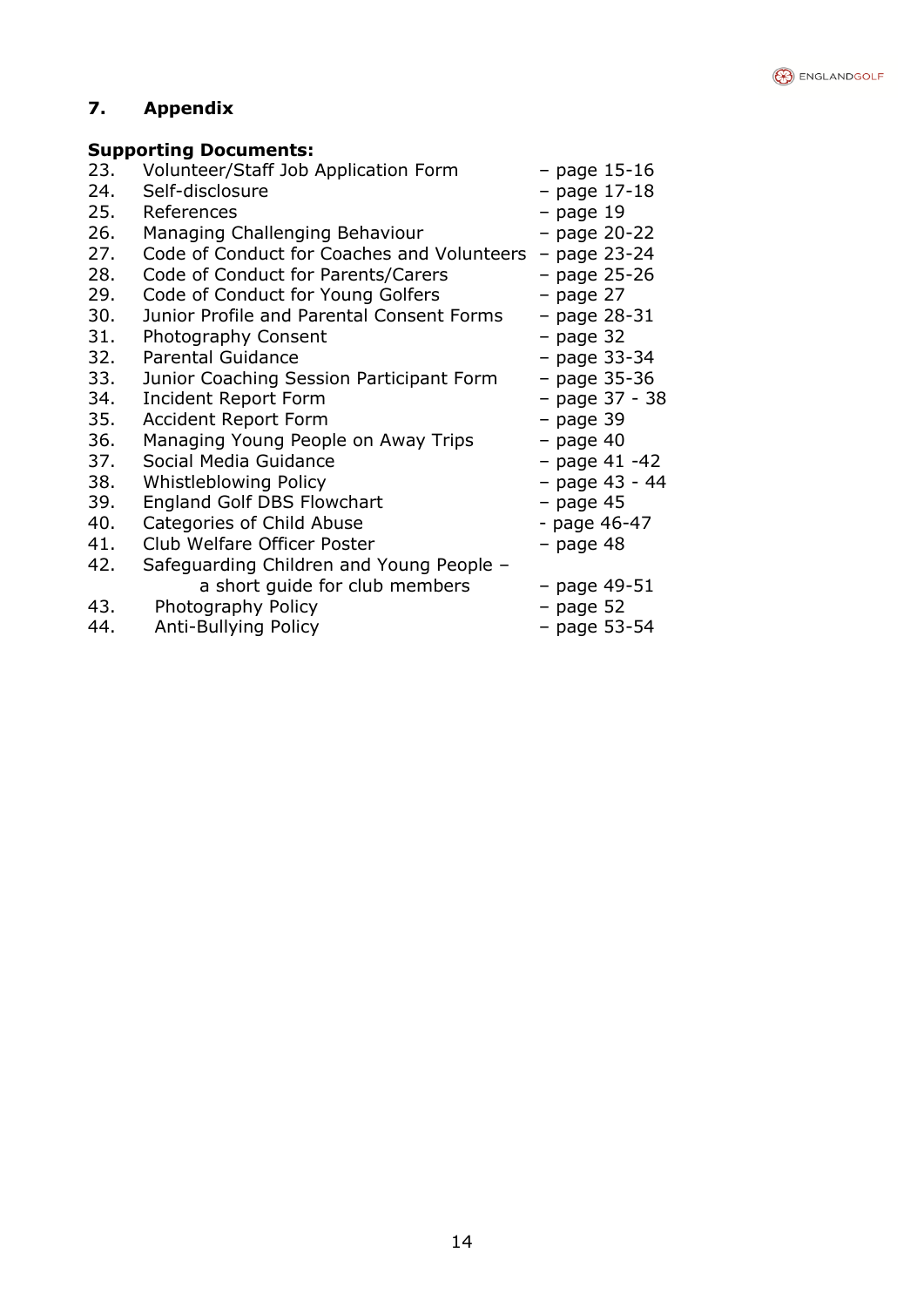## 7. Appendix

**Supporting Documents:**

23. Volunteer/Staff Job Application Form – page 15-16
24. Self-disclosure – page 17-18
25. References – page 19
26. Managing Challenging Behaviour – page 20-22
27. Code of Conduct for Coaches and Volunteers – page 23-24
28. Code of Conduct for Parents/Carers – page 25-26
29. Code of Conduct for Young Golfers – page 27
30. Junior Profile and Parental Consent Forms – page 28-31
31. Photography Consent – page 32
32. Parental Guidance – page 33-34
33. Junior Coaching Session Participant Form – page 35-36
34. Incident Report Form – page 37 - 38
35. Accident Report Form – page 39
36. Managing Young People on Away Trips – page 40
37. Social Media Guidance – page 41 -42
38. Whistleblowing Policy – page 43 - 44
39. England Golf DBS Flowchart – page 45
40. Categories of Child Abuse - page 46-47
41. Club Welfare Officer Poster – page 48
42. Safeguarding Children and Young People – a short guide for club members – page 49-51
43. Photography Policy – page 52
44. Anti-Bullying Policy – page 53-54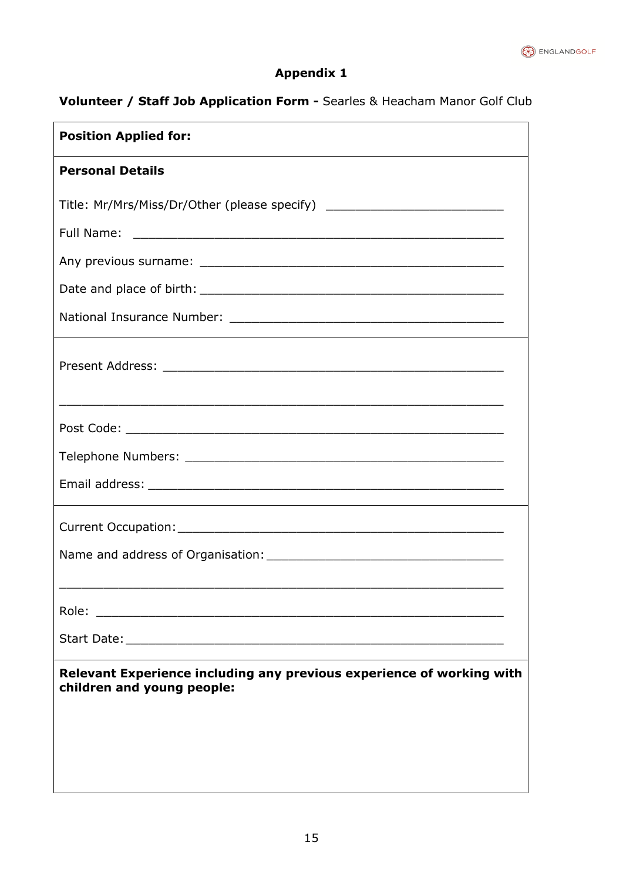# Appendix 1

**Volunteer / Staff Job Application Form -** Searles & Heacham Manor Golf Club

**Position Applied for:**

**Personal Details**

Title: Mr/Mrs/Miss/Dr/Other (please specify) ________________________

Full Name: ________________________________________________

Any previous surname: ________________________________________

Date and place of birth: ________________________________________

National Insurance Number: ____________________________________

Present Address: ____________________________________________

____________________________________________________________

Post Code: _________________________________________________

Telephone Numbers: __________________________________________

Email address: ______________________________________________

Current Occupation: __________________________________________

Name and address of Organisation: _____________________________

____________________________________________________________

Role: _____________________________________________________

Start Date: _________________________________________________

**Relevant Experience including any previous experience of working with children and young people:**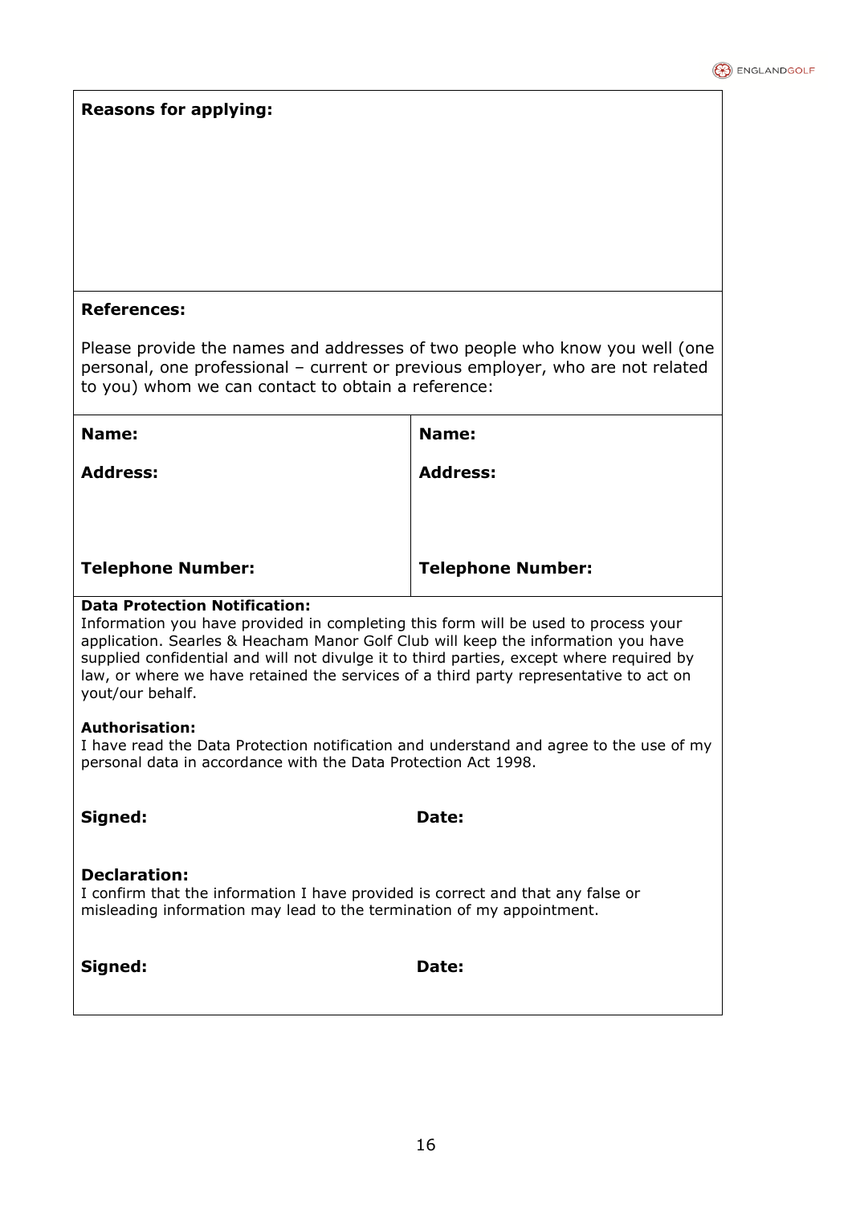**Reasons for applying:**

**References:**

Please provide the names and addresses of two people who know you well (one personal, one professional – current or previous employer, who are not related to you) whom we can contact to obtain a reference:

| **Name:** | **Name:** |
| --- | --- |
| **Address:** | **Address:** |
| **Telephone Number:** | **Telephone Number:** |

**Data Protection Notification:**
Information you have provided in completing this form will be used to process your application. Searles & Heacham Manor Golf Club will keep the information you have supplied confidential and will not divulge it to third parties, except where required by law, or where we have retained the services of a third party representative to act on yout/our behalf.

**Authorisation:**
I have read the Data Protection notification and understand and agree to the use of my personal data in accordance with the Data Protection Act 1998.

**Signed:** **Date:**

**Declaration:**
I confirm that the information I have provided is correct and that any false or misleading information may lead to the termination of my appointment.

**Signed:** **Date:**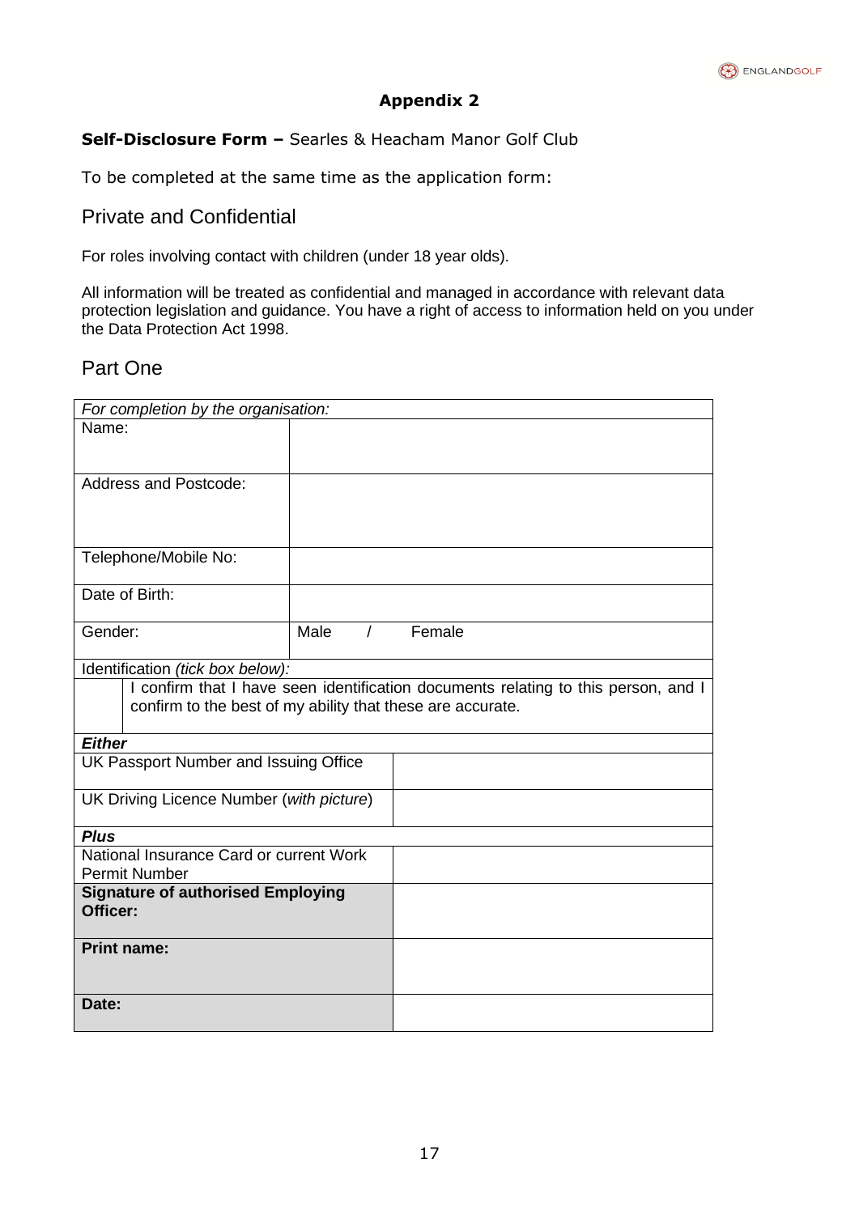## Appendix 2

**Self-Disclosure Form –** Searles & Heacham Manor Golf Club

To be completed at the same time as the application form:

## Private and Confidential

For roles involving contact with children (under 18 year olds).

All information will be treated as confidential and managed in accordance with relevant data protection legislation and guidance. You have a right of access to information held on you under the Data Protection Act 1998.

## Part One

| *For completion by the organisation:* | |
|---|---|
| Name: | |
| Address and Postcode: | |
| Telephone/Mobile No: | |
| Date of Birth: | |
| Gender: | Male / Female |
| Identification *(tick box below):* | |
| ☐ | I confirm that I have seen identification documents relating to this person, and I confirm to the best of my ability that these are accurate. |
| ***Either*** | |
| UK Passport Number and Issuing Office | |
| UK Driving Licence Number (*with picture*) | |
| ***Plus*** | |
| National Insurance Card or current Work Permit Number | |
| **Signature of authorised Employing Officer:** | |
| **Print name:** | |
| **Date:** | |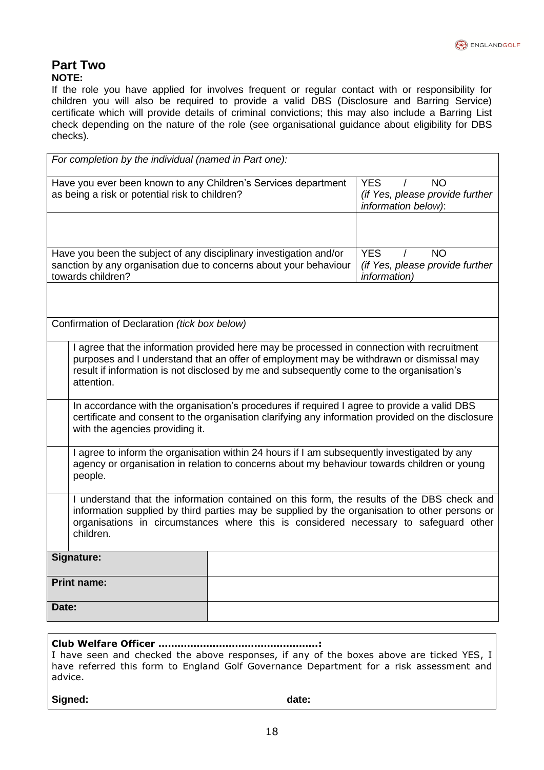## Part Two

**NOTE:**

If the role you have applied for involves frequent or regular contact with or responsibility for children you will also be required to provide a valid DBS (Disclosure and Barring Service) certificate which will provide details of criminal convictions; this may also include a Barring List check depending on the nature of the role (see organisational guidance about eligibility for DBS checks).

| *For completion by the individual (named in Part one):* | |
|---|---|
| Have you ever been known to any Children's Services department as being a risk or potential risk to children? | YES / NO *(if Yes, please provide further information below)*: |
| | |
| Have you been the subject of any disciplinary investigation and/or sanction by any organisation due to concerns about your behaviour towards children? | YES / NO *(if Yes, please provide further information)* |
| | |

| Confirmation of Declaration *(tick box below)* | |
|---|---|
| | I agree that the information provided here may be processed in connection with recruitment purposes and I understand that an offer of employment may be withdrawn or dismissal may result if information is not disclosed by me and subsequently come to the organisation's attention. |
| | In accordance with the organisation's procedures if required I agree to provide a valid DBS certificate and consent to the organisation clarifying any information provided on the disclosure with the agencies providing it. |
| | I agree to inform the organisation within 24 hours if I am subsequently investigated by any agency or organisation in relation to concerns about my behaviour towards children or young people. |
| | I understand that the information contained on this form, the results of the DBS check and information supplied by third parties may be supplied by the organisation to other persons or organisations in circumstances where this is considered necessary to safeguard other children. |

| **Signature:** | |
|---|---|
| **Print name:** | |
| **Date:** | |

**Club Welfare Officer ………………………………………….:**

I have seen and checked the above responses, if any of the boxes above are ticked YES, I have referred this form to England Golf Governance Department for a risk assessment and advice.

**Signed:** **date:**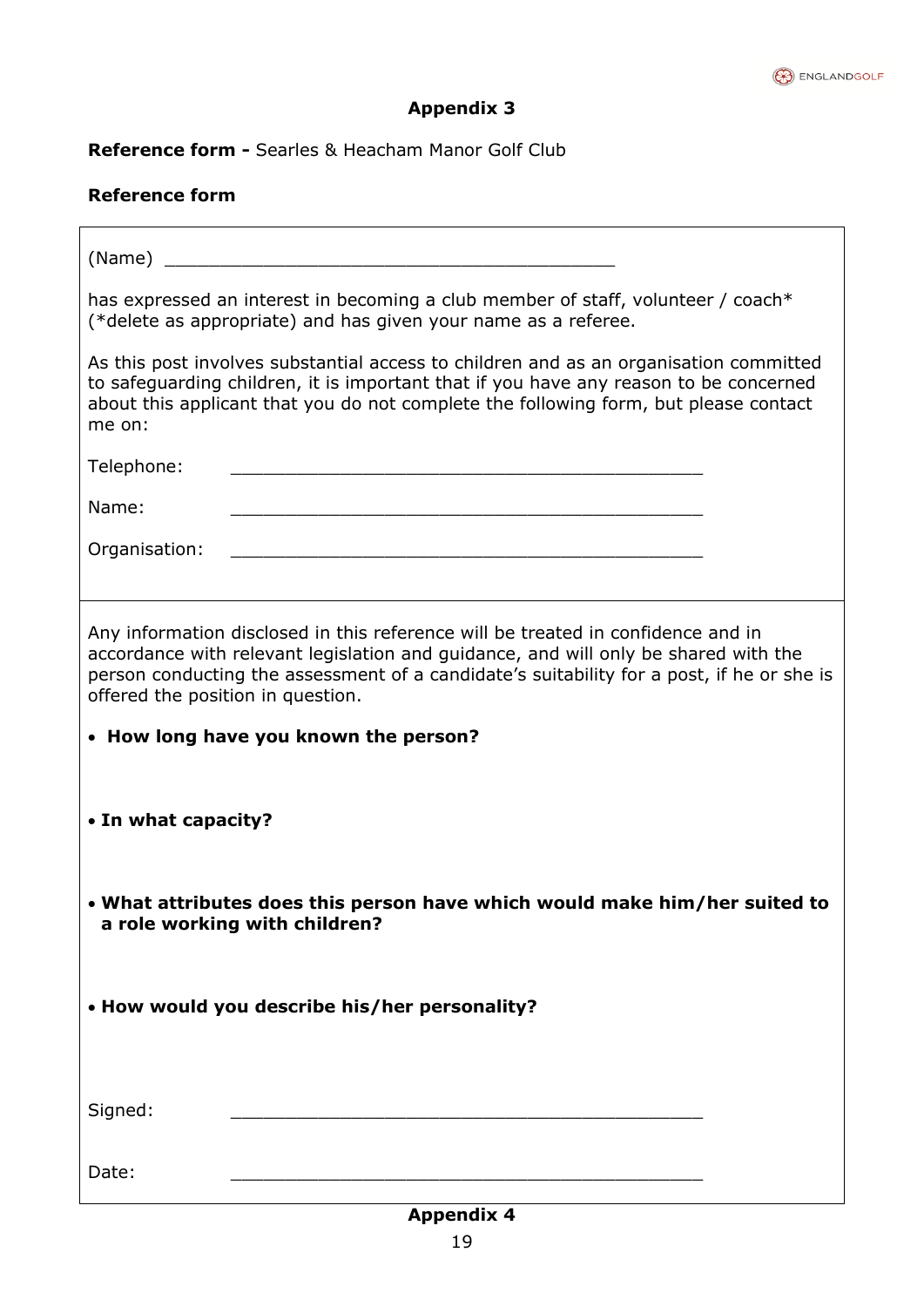## Appendix 3

**Reference form -** Searles & Heacham Manor Golf Club

**Reference form**

(Name) ________________________________________

has expressed an interest in becoming a club member of staff, volunteer / coach* (*delete as appropriate) and has given your name as a referee.

As this post involves substantial access to children and as an organisation committed to safeguarding children, it is important that if you have any reason to be concerned about this applicant that you do not complete the following form, but please contact me on:

Telephone: ________________________________________

Name: ________________________________________

Organisation: ________________________________________

---

Any information disclosed in this reference will be treated in confidence and in accordance with relevant legislation and guidance, and will only be shared with the person conducting the assessment of a candidate's suitability for a post, if he or she is offered the position in question.

- **How long have you known the person?**

- **In what capacity?**

- **What attributes does this person have which would make him/her suited to a role working with children?**

- **How would you describe his/her personality?**

Signed: ________________________________________

Date: ________________________________________

## Appendix 4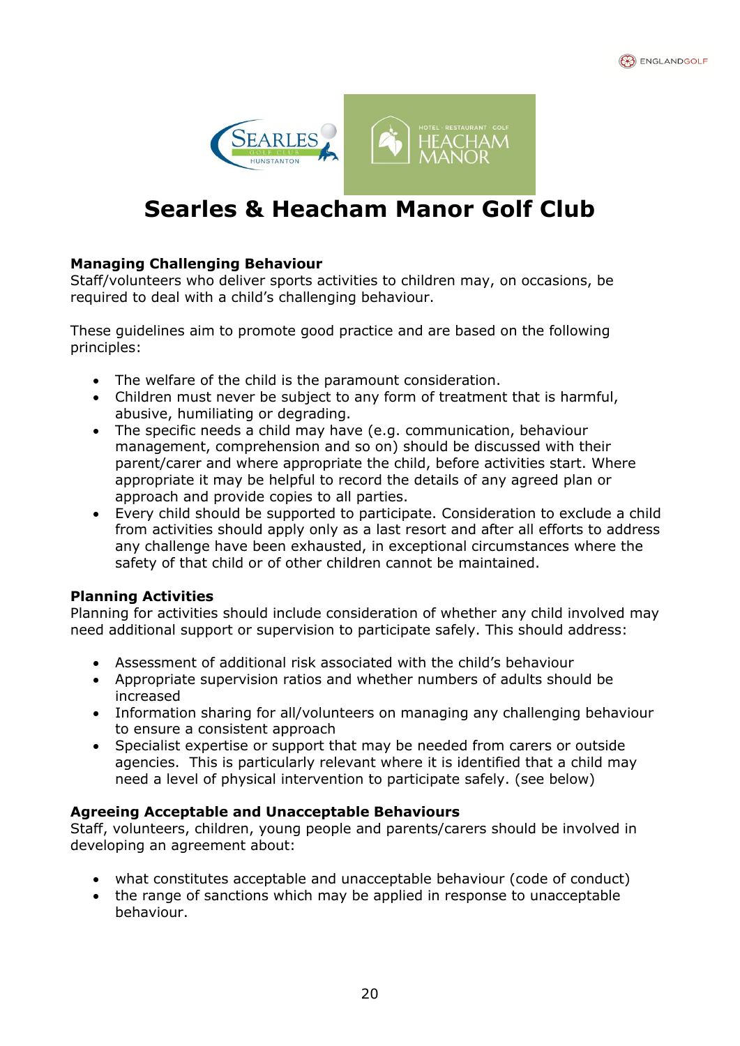# Searles & Heacham Manor Golf Club

**Managing Challenging Behaviour**

Staff/volunteers who deliver sports activities to children may, on occasions, be required to deal with a child's challenging behaviour.

These guidelines aim to promote good practice and are based on the following principles:

- The welfare of the child is the paramount consideration.
- Children must never be subject to any form of treatment that is harmful, abusive, humiliating or degrading.
- The specific needs a child may have (e.g. communication, behaviour management, comprehension and so on) should be discussed with their parent/carer and where appropriate the child, before activities start. Where appropriate it may be helpful to record the details of any agreed plan or approach and provide copies to all parties.
- Every child should be supported to participate. Consideration to exclude a child from activities should apply only as a last resort and after all efforts to address any challenge have been exhausted, in exceptional circumstances where the safety of that child or of other children cannot be maintained.

**Planning Activities**

Planning for activities should include consideration of whether any child involved may need additional support or supervision to participate safely. This should address:

- Assessment of additional risk associated with the child's behaviour
- Appropriate supervision ratios and whether numbers of adults should be increased
- Information sharing for all/volunteers on managing any challenging behaviour to ensure a consistent approach
- Specialist expertise or support that may be needed from carers or outside agencies. This is particularly relevant where it is identified that a child may need a level of physical intervention to participate safely. (see below)

**Agreeing Acceptable and Unacceptable Behaviours**

Staff, volunteers, children, young people and parents/carers should be involved in developing an agreement about:

- what constitutes acceptable and unacceptable behaviour (code of conduct)
- the range of sanctions which may be applied in response to unacceptable behaviour.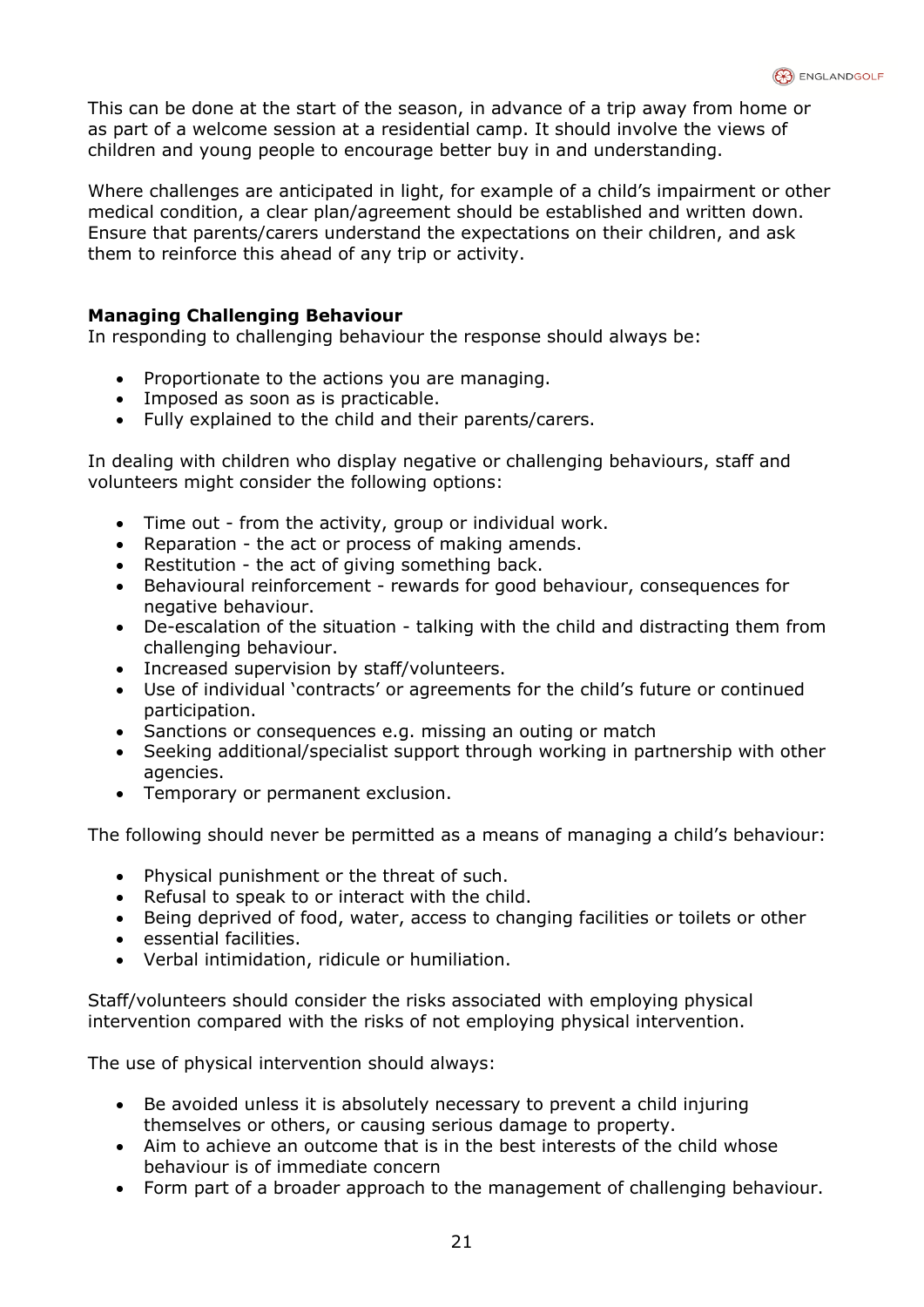This can be done at the start of the season, in advance of a trip away from home or as part of a welcome session at a residential camp. It should involve the views of children and young people to encourage better buy in and understanding.

Where challenges are anticipated in light, for example of a child's impairment or other medical condition, a clear plan/agreement should be established and written down. Ensure that parents/carers understand the expectations on their children, and ask them to reinforce this ahead of any trip or activity.

**Managing Challenging Behaviour**

In responding to challenging behaviour the response should always be:

- Proportionate to the actions you are managing.
- Imposed as soon as is practicable.
- Fully explained to the child and their parents/carers.

In dealing with children who display negative or challenging behaviours, staff and volunteers might consider the following options:

- Time out - from the activity, group or individual work.
- Reparation - the act or process of making amends.
- Restitution - the act of giving something back.
- Behavioural reinforcement - rewards for good behaviour, consequences for negative behaviour.
- De-escalation of the situation - talking with the child and distracting them from challenging behaviour.
- Increased supervision by staff/volunteers.
- Use of individual 'contracts' or agreements for the child's future or continued participation.
- Sanctions or consequences e.g. missing an outing or match
- Seeking additional/specialist support through working in partnership with other agencies.
- Temporary or permanent exclusion.

The following should never be permitted as a means of managing a child's behaviour:

- Physical punishment or the threat of such.
- Refusal to speak to or interact with the child.
- Being deprived of food, water, access to changing facilities or toilets or other
- essential facilities.
- Verbal intimidation, ridicule or humiliation.

Staff/volunteers should consider the risks associated with employing physical intervention compared with the risks of not employing physical intervention.

The use of physical intervention should always:

- Be avoided unless it is absolutely necessary to prevent a child injuring themselves or others, or causing serious damage to property.
- Aim to achieve an outcome that is in the best interests of the child whose behaviour is of immediate concern
- Form part of a broader approach to the management of challenging behaviour.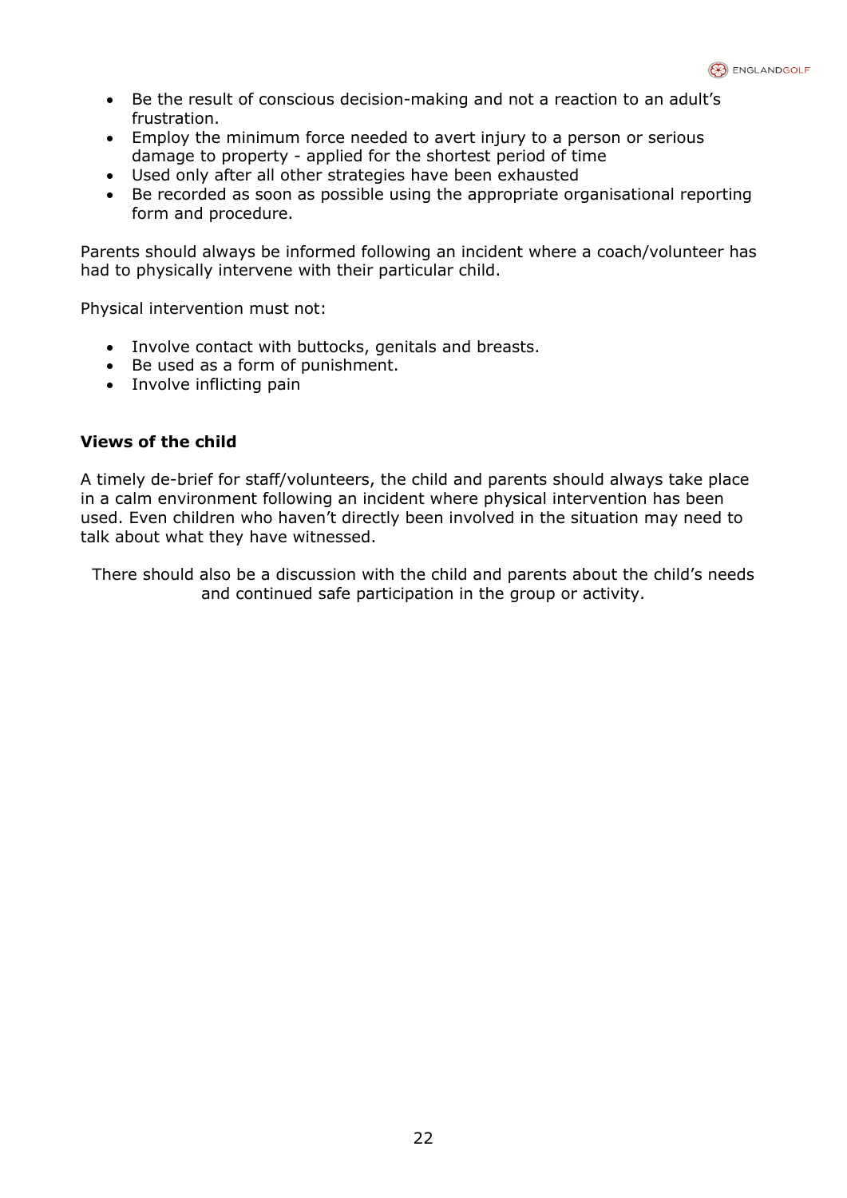- Be the result of conscious decision-making and not a reaction to an adult's frustration.
- Employ the minimum force needed to avert injury to a person or serious damage to property - applied for the shortest period of time
- Used only after all other strategies have been exhausted
- Be recorded as soon as possible using the appropriate organisational reporting form and procedure.

Parents should always be informed following an incident where a coach/volunteer has had to physically intervene with their particular child.

Physical intervention must not:

- Involve contact with buttocks, genitals and breasts.
- Be used as a form of punishment.
- Involve inflicting pain

**Views of the child**

A timely de-brief for staff/volunteers, the child and parents should always take place in a calm environment following an incident where physical intervention has been used. Even children who haven't directly been involved in the situation may need to talk about what they have witnessed.

There should also be a discussion with the child and parents about the child's needs and continued safe participation in the group or activity.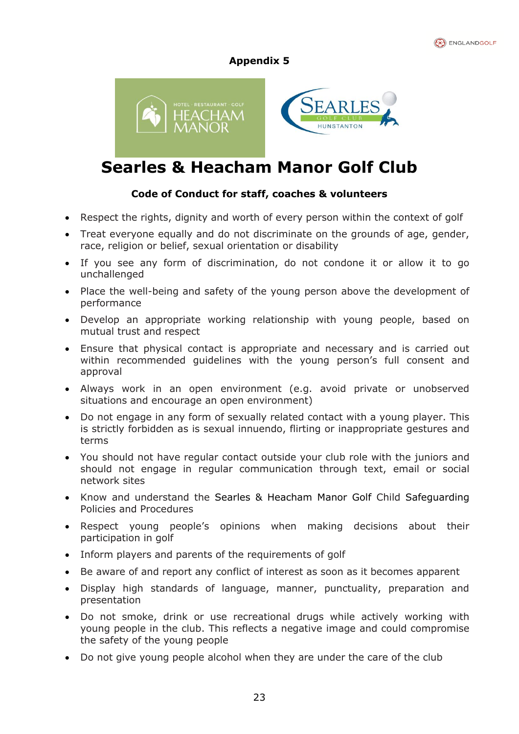**Appendix 5**

# Searles & Heacham Manor Golf Club

**Code of Conduct for staff, coaches & volunteers**

- Respect the rights, dignity and worth of every person within the context of golf
- Treat everyone equally and do not discriminate on the grounds of age, gender, race, religion or belief, sexual orientation or disability
- If you see any form of discrimination, do not condone it or allow it to go unchallenged
- Place the well-being and safety of the young person above the development of performance
- Develop an appropriate working relationship with young people, based on mutual trust and respect
- Ensure that physical contact is appropriate and necessary and is carried out within recommended guidelines with the young person's full consent and approval
- Always work in an open environment (e.g. avoid private or unobserved situations and encourage an open environment)
- Do not engage in any form of sexually related contact with a young player. This is strictly forbidden as is sexual innuendo, flirting or inappropriate gestures and terms
- You should not have regular contact outside your club role with the juniors and should not engage in regular communication through text, email or social network sites
- Know and understand the Searles & Heacham Manor Golf Child Safeguarding Policies and Procedures
- Respect young people's opinions when making decisions about their participation in golf
- Inform players and parents of the requirements of golf
- Be aware of and report any conflict of interest as soon as it becomes apparent
- Display high standards of language, manner, punctuality, preparation and presentation
- Do not smoke, drink or use recreational drugs while actively working with young people in the club. This reflects a negative image and could compromise the safety of the young people
- Do not give young people alcohol when they are under the care of the club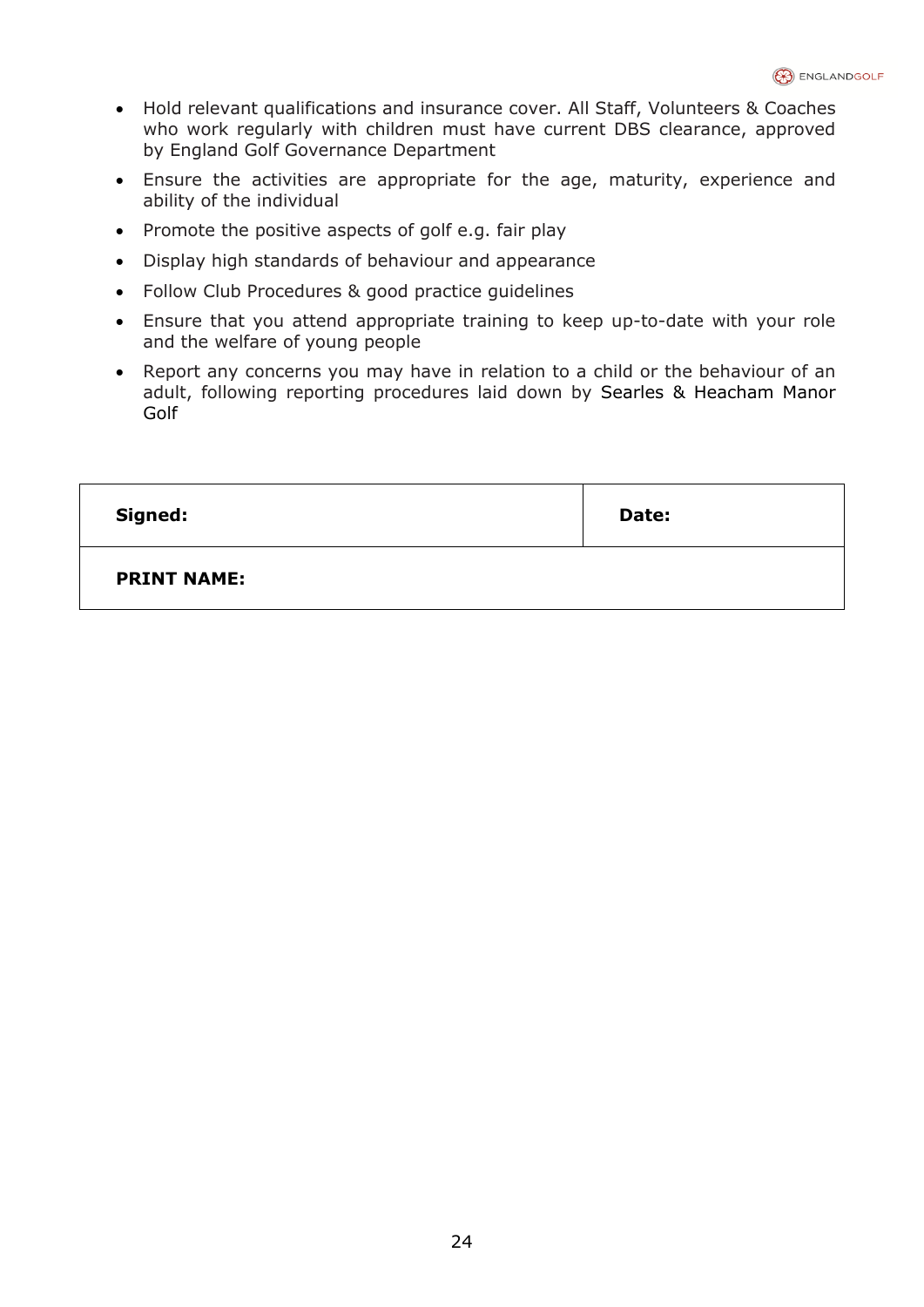- Hold relevant qualifications and insurance cover. All Staff, Volunteers & Coaches who work regularly with children must have current DBS clearance, approved by England Golf Governance Department
- Ensure the activities are appropriate for the age, maturity, experience and ability of the individual
- Promote the positive aspects of golf e.g. fair play
- Display high standards of behaviour and appearance
- Follow Club Procedures & good practice guidelines
- Ensure that you attend appropriate training to keep up-to-date with your role and the welfare of young people
- Report any concerns you may have in relation to a child or the behaviour of an adult, following reporting procedures laid down by Searles & Heacham Manor Golf

| **Signed:** | **Date:** |
| --- | --- |
| **PRINT NAME:** | |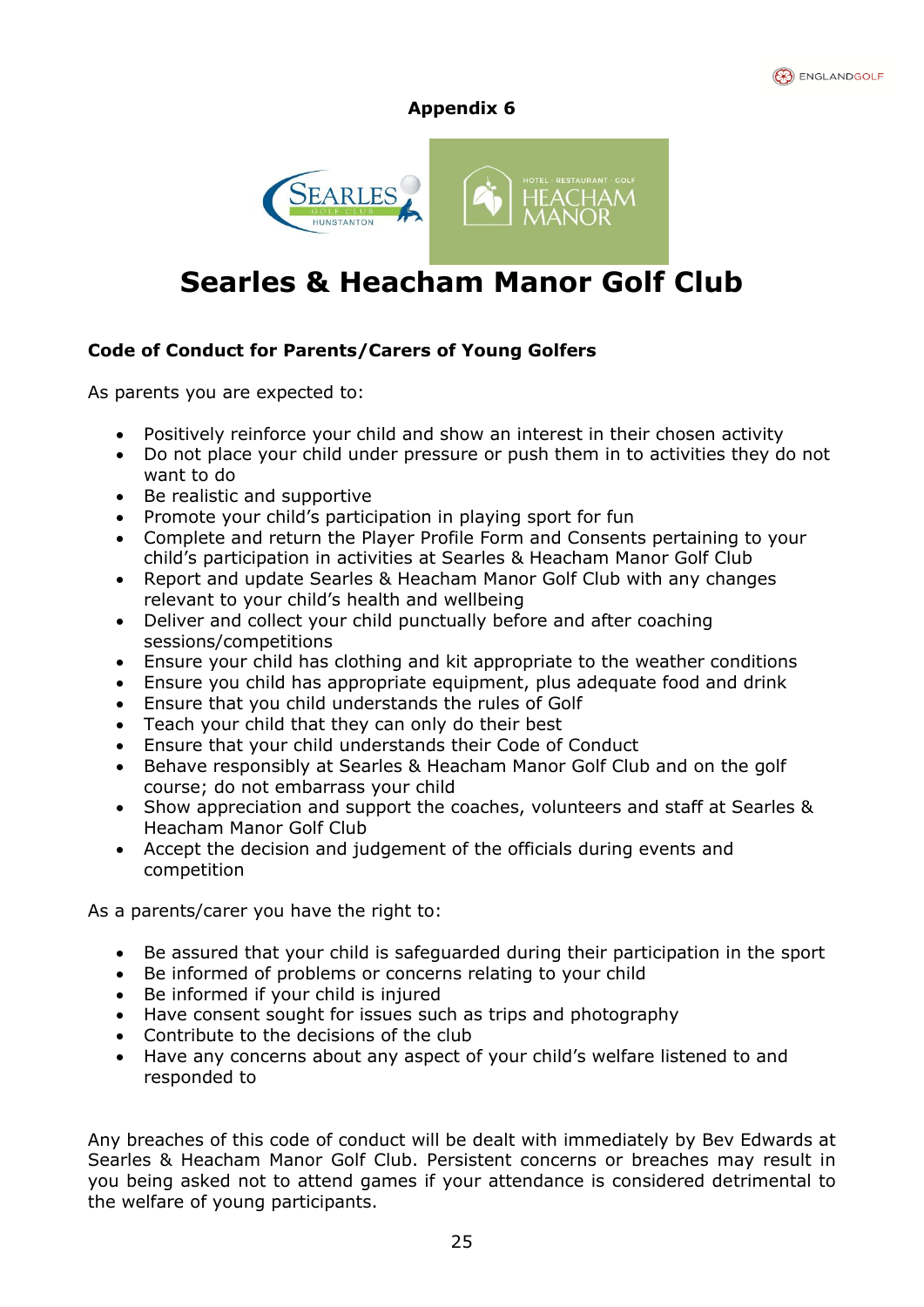**Appendix 6**

# Searles & Heacham Manor Golf Club

### Code of Conduct for Parents/Carers of Young Golfers

As parents you are expected to:

- Positively reinforce your child and show an interest in their chosen activity
- Do not place your child under pressure or push them in to activities they do not want to do
- Be realistic and supportive
- Promote your child's participation in playing sport for fun
- Complete and return the Player Profile Form and Consents pertaining to your child's participation in activities at Searles & Heacham Manor Golf Club
- Report and update Searles & Heacham Manor Golf Club with any changes relevant to your child's health and wellbeing
- Deliver and collect your child punctually before and after coaching sessions/competitions
- Ensure your child has clothing and kit appropriate to the weather conditions
- Ensure you child has appropriate equipment, plus adequate food and drink
- Ensure that you child understands the rules of Golf
- Teach your child that they can only do their best
- Ensure that your child understands their Code of Conduct
- Behave responsibly at Searles & Heacham Manor Golf Club and on the golf course; do not embarrass your child
- Show appreciation and support the coaches, volunteers and staff at Searles & Heacham Manor Golf Club
- Accept the decision and judgement of the officials during events and competition

As a parents/carer you have the right to:

- Be assured that your child is safeguarded during their participation in the sport
- Be informed of problems or concerns relating to your child
- Be informed if your child is injured
- Have consent sought for issues such as trips and photography
- Contribute to the decisions of the club
- Have any concerns about any aspect of your child's welfare listened to and responded to

Any breaches of this code of conduct will be dealt with immediately by Bev Edwards at Searles & Heacham Manor Golf Club. Persistent concerns or breaches may result in you being asked not to attend games if your attendance is considered detrimental to the welfare of young participants.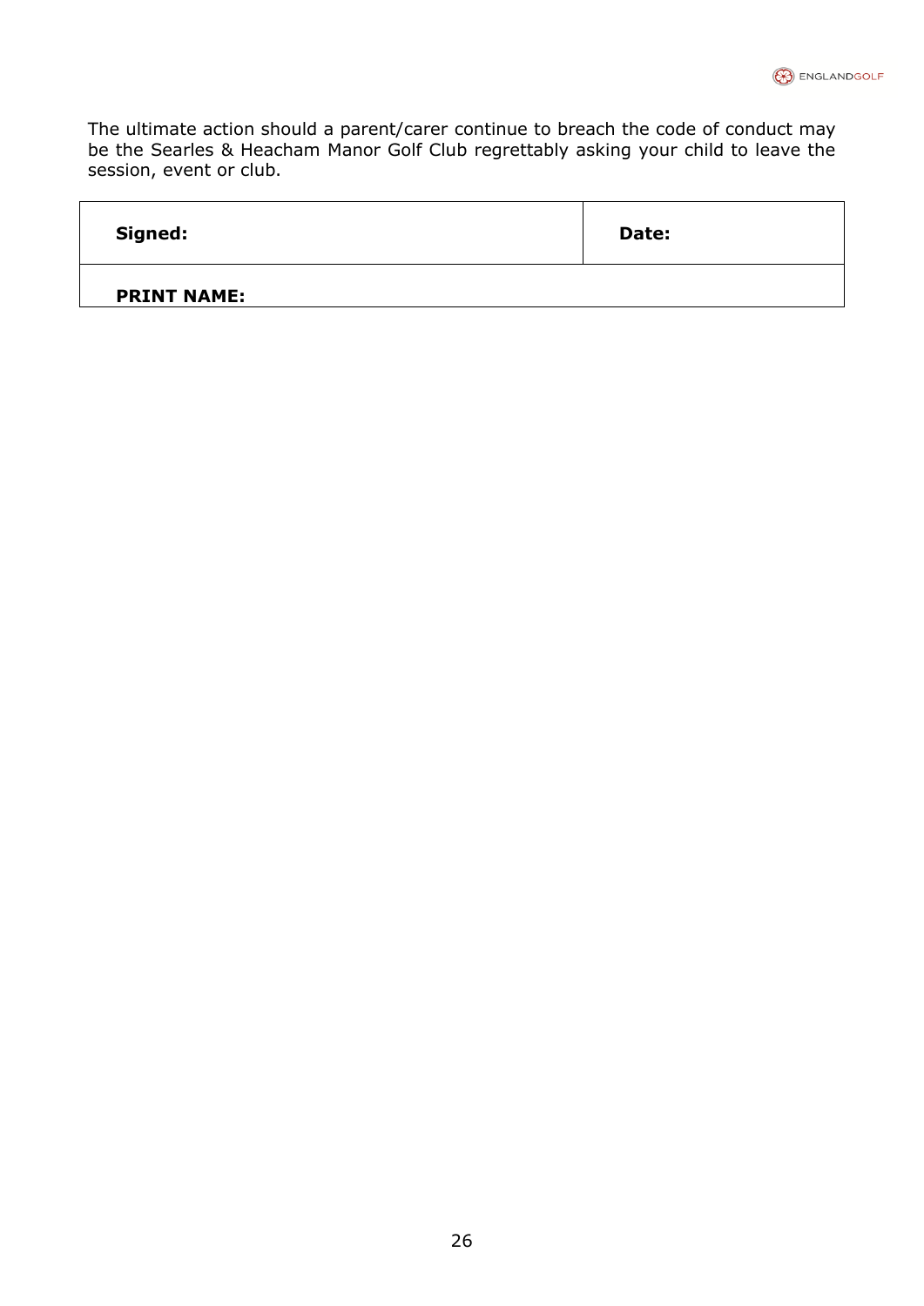The ultimate action should a parent/carer continue to breach the code of conduct may be the Searles & Heacham Manor Golf Club regrettably asking your child to leave the session, event or club.

| **Signed:** | **Date:** |
| --- | --- |
| **PRINT NAME:** | |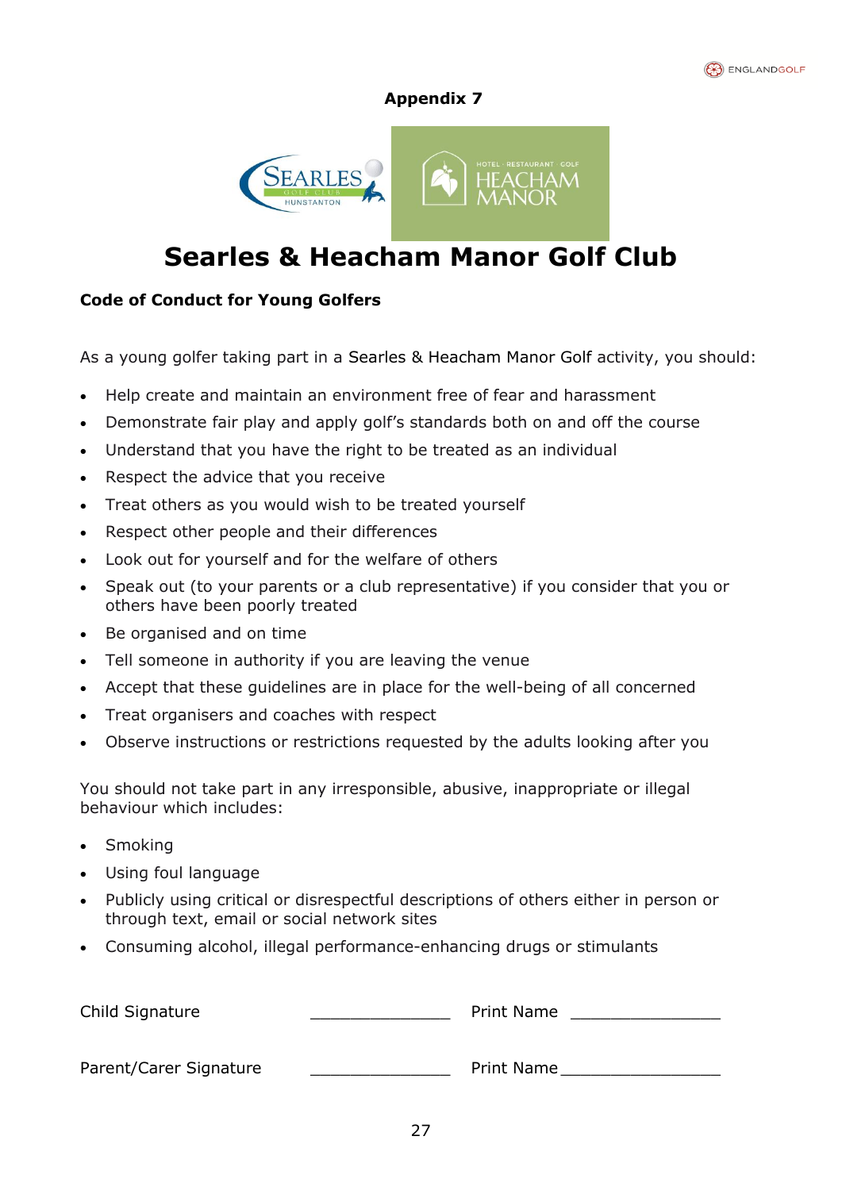**Appendix 7**

# Searles & Heacham Manor Golf Club

**Code of Conduct for Young Golfers**

As a young golfer taking part in a Searles & Heacham Manor Golf activity, you should:

- Help create and maintain an environment free of fear and harassment
- Demonstrate fair play and apply golf's standards both on and off the course
- Understand that you have the right to be treated as an individual
- Respect the advice that you receive
- Treat others as you would wish to be treated yourself
- Respect other people and their differences
- Look out for yourself and for the welfare of others
- Speak out (to your parents or a club representative) if you consider that you or others have been poorly treated
- Be organised and on time
- Tell someone in authority if you are leaving the venue
- Accept that these guidelines are in place for the well-being of all concerned
- Treat organisers and coaches with respect
- Observe instructions or restrictions requested by the adults looking after you

You should not take part in any irresponsible, abusive, inappropriate or illegal behaviour which includes:

- Smoking
- Using foul language
- Publicly using critical or disrespectful descriptions of others either in person or through text, email or social network sites
- Consuming alcohol, illegal performance-enhancing drugs or stimulants

Child Signature _______________ Print Name ________________

Parent/Carer Signature _______________ Print Name ________________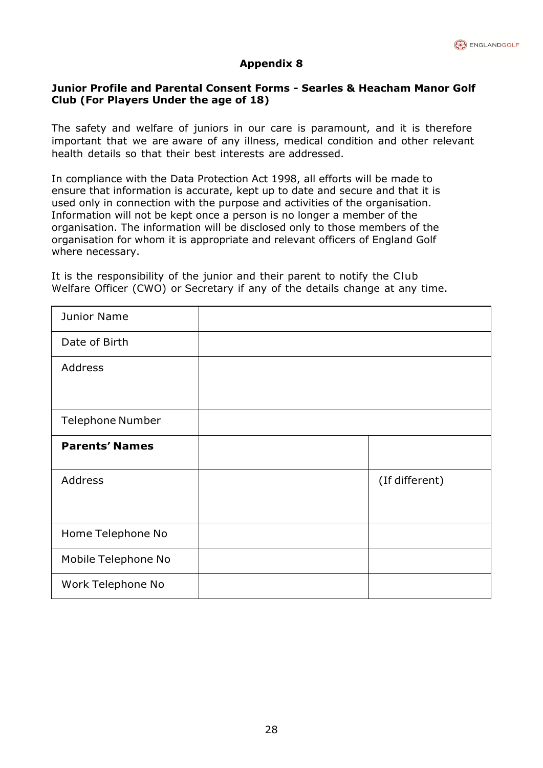## Appendix 8

**Junior Profile and Parental Consent Forms - Searles & Heacham Manor Golf Club (For Players Under the age of 18)**

The safety and welfare of juniors in our care is paramount, and it is therefore important that we are aware of any illness, medical condition and other relevant health details so that their best interests are addressed.

In compliance with the Data Protection Act 1998, all efforts will be made to ensure that information is accurate, kept up to date and secure and that it is used only in connection with the purpose and activities of the organisation. Information will not be kept once a person is no longer a member of the organisation. The information will be disclosed only to those members of the organisation for whom it is appropriate and relevant officers of England Golf where necessary.

It is the responsibility of the junior and their parent to notify the Club Welfare Officer (CWO) or Secretary if any of the details change at any time.

| | | |
|---|---|---|
| Junior Name | | |
| Date of Birth | | |
| Address | | |
| Telephone Number | | |
| **Parents' Names** | | |
| Address | | (If different) |
| Home Telephone No | | |
| Mobile Telephone No | | |
| Work Telephone No | | |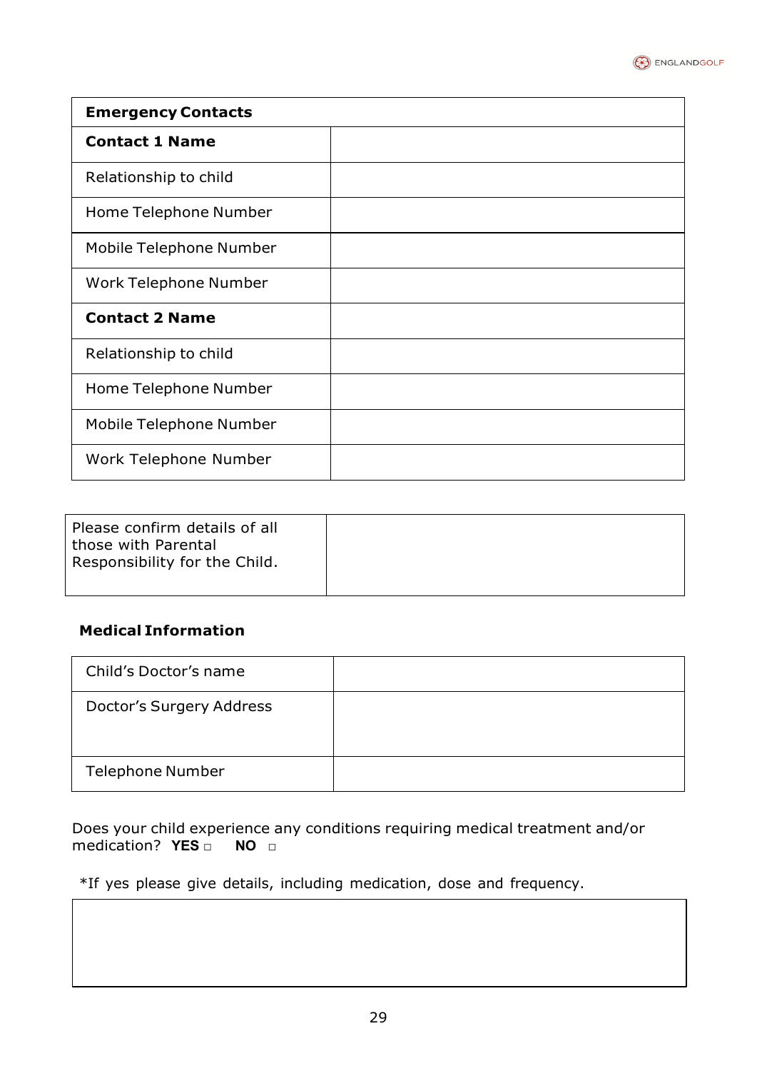| **Emergency Contacts** | |
|---|---|
| **Contact 1 Name** | |
| Relationship to child | |
| Home Telephone Number | |
| Mobile Telephone Number | |
| Work Telephone Number | |
| **Contact 2 Name** | |
| Relationship to child | |
| Home Telephone Number | |
| Mobile Telephone Number | |
| Work Telephone Number | |

| Please confirm details of all those with Parental Responsibility for the Child. | |
|---|---|

**Medical Information**

| Child's Doctor's name | |
|---|---|
| Doctor's Surgery Address | |
| Telephone Number | |

Does your child experience any conditions requiring medical treatment and/or medication? **YES** □ **NO** □

*If yes please give details, including medication, dose and frequency.

| |
|---|
| |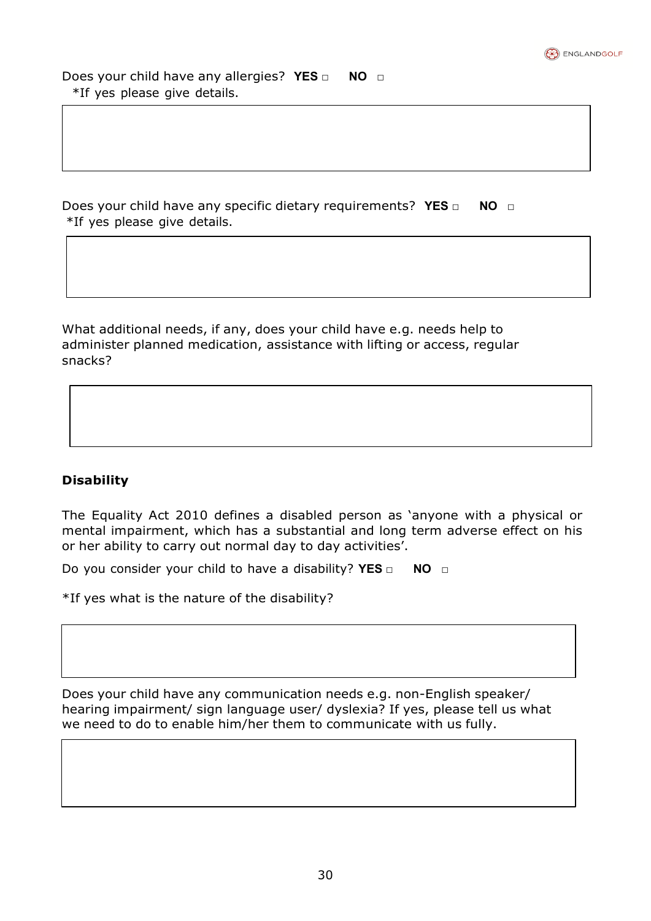Does your child have any allergies? **YES** □ **NO** □

*If yes please give details.

Does your child have any specific dietary requirements? **YES** □ **NO** □

*If yes please give details.

What additional needs, if any, does your child have e.g. needs help to administer planned medication, assistance with lifting or access, regular snacks?

**Disability**

The Equality Act 2010 defines a disabled person as 'anyone with a physical or mental impairment, which has a substantial and long term adverse effect on his or her ability to carry out normal day to day activities'.

Do you consider your child to have a disability? **YES** □ **NO** □

*If yes what is the nature of the disability?

Does your child have any communication needs e.g. non-English speaker/ hearing impairment/ sign language user/ dyslexia? If yes, please tell us what we need to do to enable him/her them to communicate with us fully.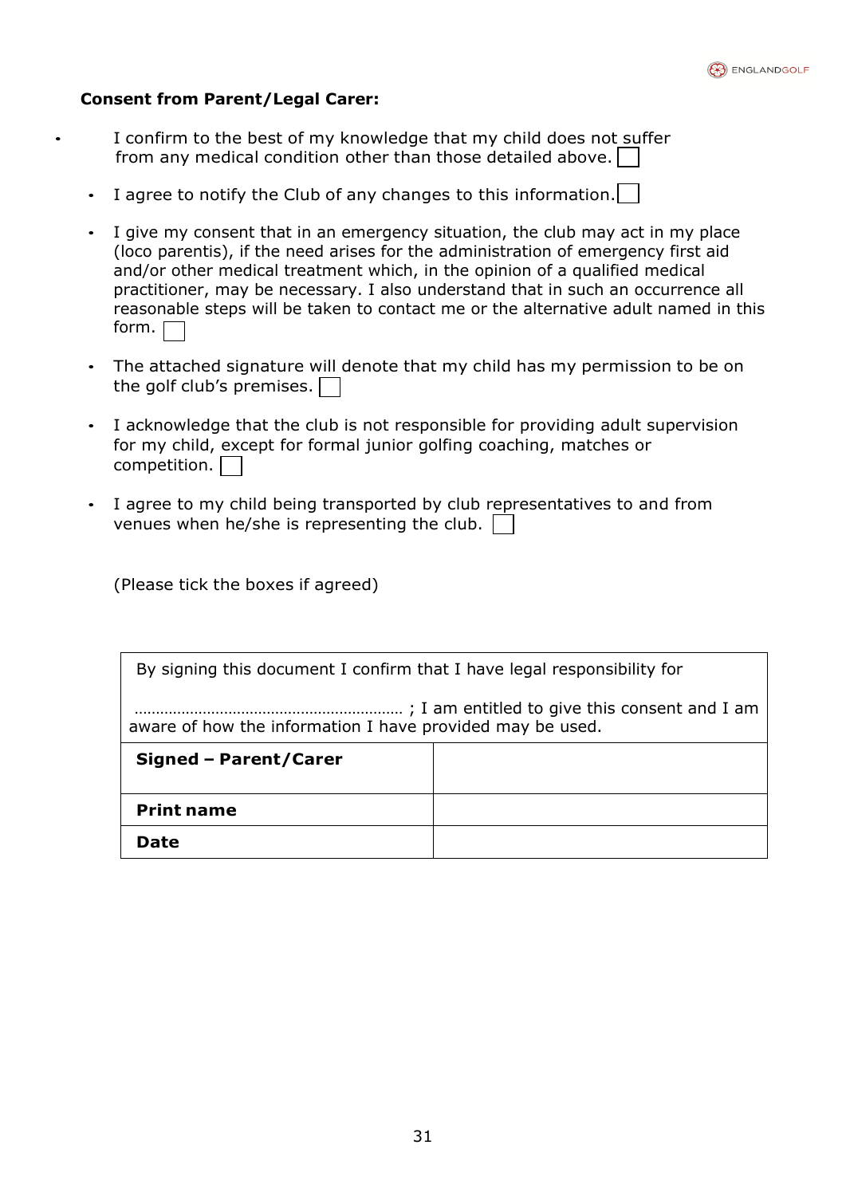**Consent from Parent/Legal Carer:**

- I confirm to the best of my knowledge that my child does not suffer from any medical condition other than those detailed above. ☐
- I agree to notify the Club of any changes to this information. ☐
- I give my consent that in an emergency situation, the club may act in my place (loco parentis), if the need arises for the administration of emergency first aid and/or other medical treatment which, in the opinion of a qualified medical practitioner, may be necessary. I also understand that in such an occurrence all reasonable steps will be taken to contact me or the alternative adult named in this form. ☐
- The attached signature will denote that my child has my permission to be on the golf club's premises. ☐
- I acknowledge that the club is not responsible for providing adult supervision for my child, except for formal junior golfing coaching, matches or competition. ☐
- I agree to my child being transported by club representatives to and from venues when he/she is representing the club. ☐

(Please tick the boxes if agreed)

| By signing this document I confirm that I have legal responsibility for ……………………………………………………… ; I am entitled to give this consent and I am aware of how the information I have provided may be used. | |
|---|---|
| **Signed – Parent/Carer** | |
| **Print name** | |
| **Date** | |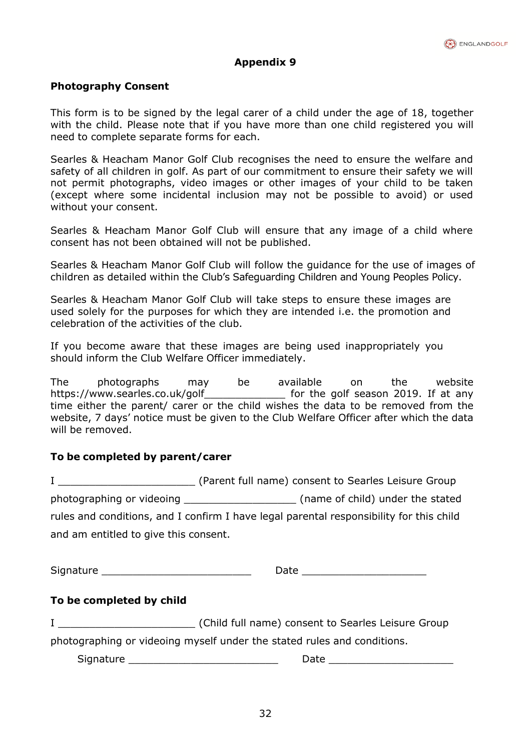## Appendix 9

### Photography Consent

This form is to be signed by the legal carer of a child under the age of 18, together with the child. Please note that if you have more than one child registered you will need to complete separate forms for each.

Searles & Heacham Manor Golf Club recognises the need to ensure the welfare and safety of all children in golf. As part of our commitment to ensure their safety we will not permit photographs, video images or other images of your child to be taken (except where some incidental inclusion may not be possible to avoid) or used without your consent.

Searles & Heacham Manor Golf Club will ensure that any image of a child where consent has not been obtained will not be published.

Searles & Heacham Manor Golf Club will follow the guidance for the use of images of children as detailed within the Club's Safeguarding Children and Young Peoples Policy.

Searles & Heacham Manor Golf Club will take steps to ensure these images are used solely for the purposes for which they are intended i.e. the promotion and celebration of the activities of the club.

If you become aware that these images are being used inappropriately you should inform the Club Welfare Officer immediately.

The photographs may be available on the website https://www.searles.co.uk/golf_____________ for the golf season 2019. If at any time either the parent/ carer or the child wishes the data to be removed from the website, 7 days' notice must be given to the Club Welfare Officer after which the data will be removed.

### To be completed by parent/carer

I _____________________ (Parent full name) consent to Searles Leisure Group photographing or videoing _________________ (name of child) under the stated rules and conditions, and I confirm I have legal parental responsibility for this child and am entitled to give this consent.

Signature _______________________ Date ___________________

### To be completed by child

I _____________________ (Child full name) consent to Searles Leisure Group photographing or videoing myself under the stated rules and conditions.

Signature _______________________ Date ___________________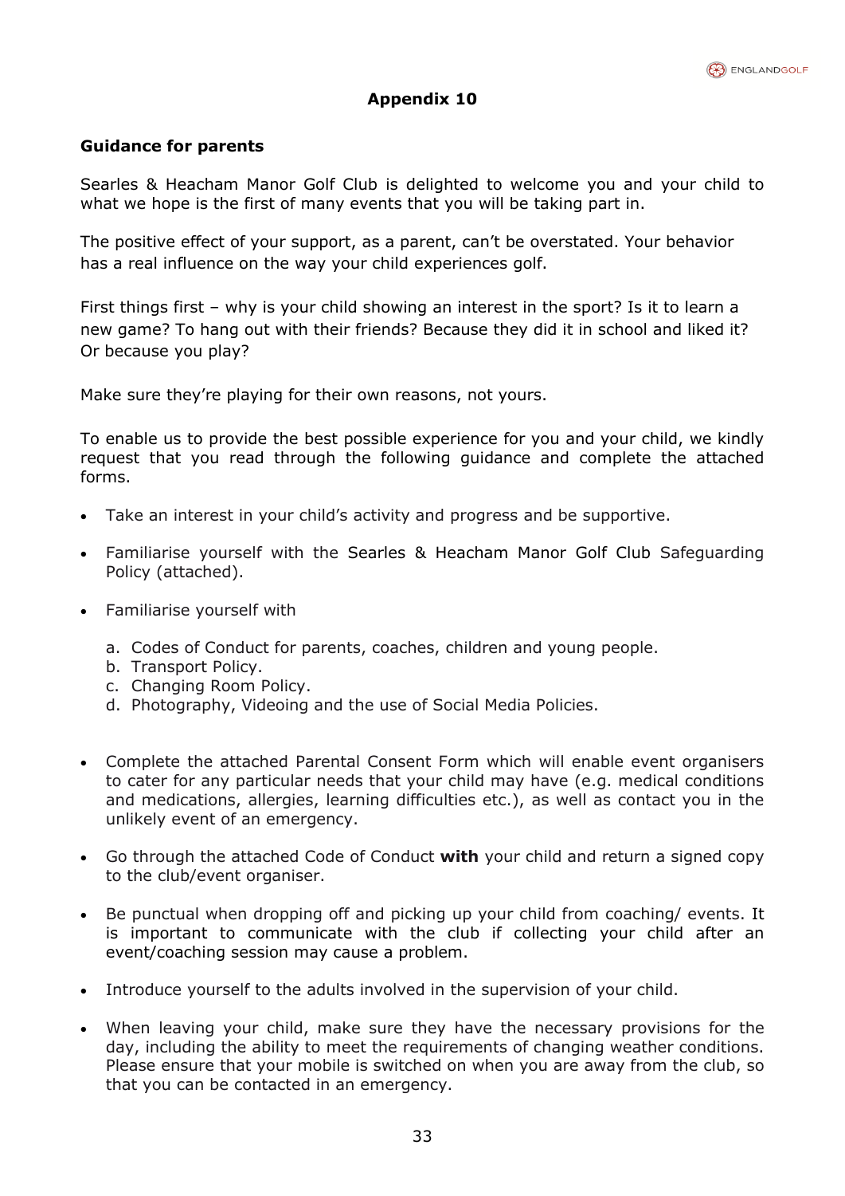## Appendix 10

### Guidance for parents

Searles & Heacham Manor Golf Club is delighted to welcome you and your child to what we hope is the first of many events that you will be taking part in.

The positive effect of your support, as a parent, can't be overstated. Your behavior has a real influence on the way your child experiences golf.

First things first – why is your child showing an interest in the sport? Is it to learn a new game? To hang out with their friends? Because they did it in school and liked it? Or because you play?

Make sure they're playing for their own reasons, not yours.

To enable us to provide the best possible experience for you and your child, we kindly request that you read through the following guidance and complete the attached forms.

- Take an interest in your child's activity and progress and be supportive.
- Familiarise yourself with the Searles & Heacham Manor Golf Club Safeguarding Policy (attached).
- Familiarise yourself with
  a. Codes of Conduct for parents, coaches, children and young people.
  b. Transport Policy.
  c. Changing Room Policy.
  d. Photography, Videoing and the use of Social Media Policies.
- Complete the attached Parental Consent Form which will enable event organisers to cater for any particular needs that your child may have (e.g. medical conditions and medications, allergies, learning difficulties etc.), as well as contact you in the unlikely event of an emergency.
- Go through the attached Code of Conduct **with** your child and return a signed copy to the club/event organiser.
- Be punctual when dropping off and picking up your child from coaching/ events. It is important to communicate with the club if collecting your child after an event/coaching session may cause a problem.
- Introduce yourself to the adults involved in the supervision of your child.
- When leaving your child, make sure they have the necessary provisions for the day, including the ability to meet the requirements of changing weather conditions. Please ensure that your mobile is switched on when you are away from the club, so that you can be contacted in an emergency.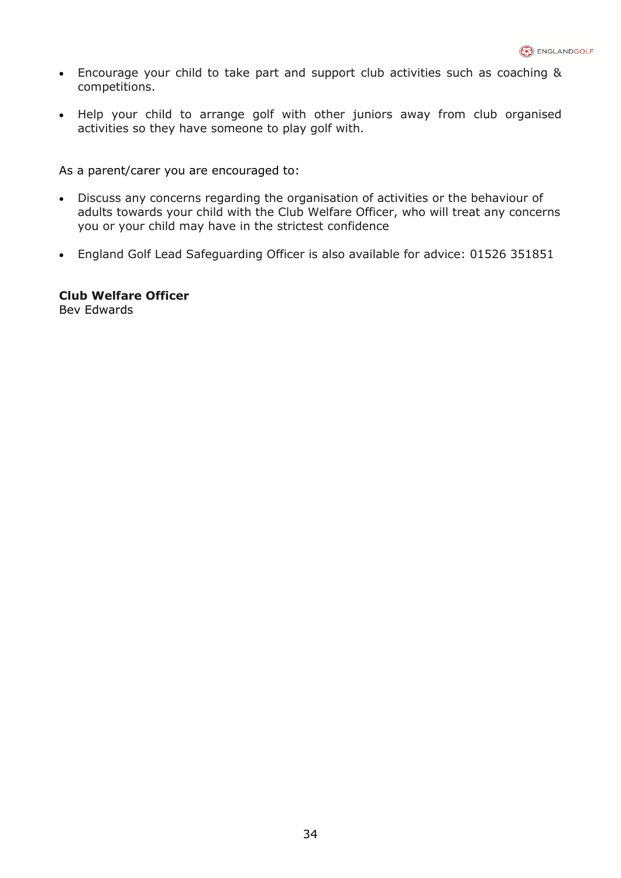- Encourage your child to take part and support club activities such as coaching & competitions.
- Help your child to arrange golf with other juniors away from club organised activities so they have someone to play golf with.

As a parent/carer you are encouraged to:

- Discuss any concerns regarding the organisation of activities or the behaviour of adults towards your child with the Club Welfare Officer, who will treat any concerns you or your child may have in the strictest confidence
- England Golf Lead Safeguarding Officer is also available for advice: 01526 351851

**Club Welfare Officer**
Bev Edwards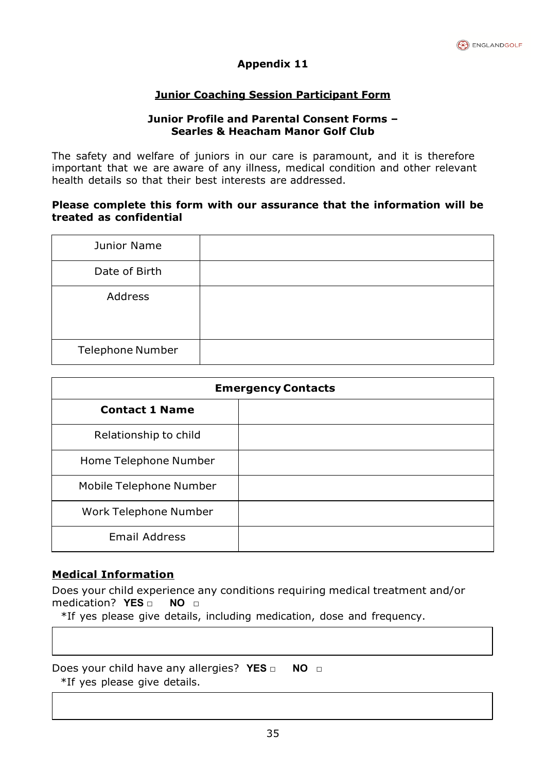## Appendix 11

### Junior Coaching Session Participant Form

**Junior Profile and Parental Consent Forms – Searles & Heacham Manor Golf Club**

The safety and welfare of juniors in our care is paramount, and it is therefore important that we are aware of any illness, medical condition and other relevant health details so that their best interests are addressed.

**Please complete this form with our assurance that the information will be treated as confidential**

| Junior Name | |
|---|---|
| Date of Birth | |
| Address | |
| Telephone Number | |

| Emergency Contacts | |
|---|---|
| **Contact 1 Name** | |
| Relationship to child | |
| Home Telephone Number | |
| Mobile Telephone Number | |
| Work Telephone Number | |
| Email Address | |

### Medical Information

Does your child experience any conditions requiring medical treatment and/or medication? **YES** □ **NO** □

*If yes please give details, including medication, dose and frequency.

| |
|---|
| |

Does your child have any allergies? **YES** □ **NO** □

*If yes please give details.

| |
|---|
| |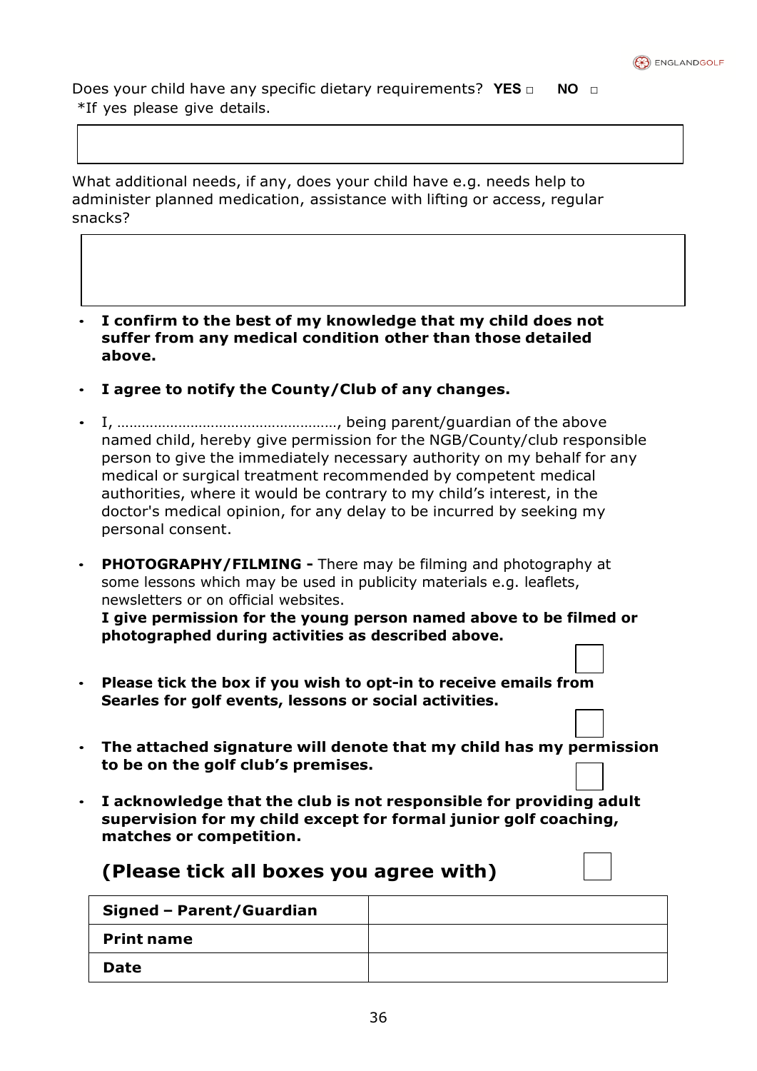Does your child have any specific dietary requirements? **YES** □ **NO** □
*If yes please give details.

What additional needs, if any, does your child have e.g. needs help to administer planned medication, assistance with lifting or access, regular snacks?

- **I confirm to the best of my knowledge that my child does not suffer from any medical condition other than those detailed above.**
- **I agree to notify the County/Club of any changes.**
- I, ………………………………………………, being parent/guardian of the above named child, hereby give permission for the NGB/County/club responsible person to give the immediately necessary authority on my behalf for any medical or surgical treatment recommended by competent medical authorities, where it would be contrary to my child's interest, in the doctor's medical opinion, for any delay to be incurred by seeking my personal consent.
- **PHOTOGRAPHY/FILMING -** There may be filming and photography at some lessons which may be used in publicity materials e.g. leaflets, newsletters or on official websites.
  **I give permission for the young person named above to be filmed or photographed during activities as described above.** □
- **Please tick the box if you wish to opt-in to receive emails from Searles for golf events, lessons or social activities.** □
- **The attached signature will denote that my child has my permission to be on the golf club's premises.** □
- **I acknowledge that the club is not responsible for providing adult supervision for my child except for formal junior golf coaching, matches or competition.** □

## (Please tick all boxes you agree with)

| **Signed – Parent/Guardian** | |
|---|---|
| **Print name** | |
| **Date** | |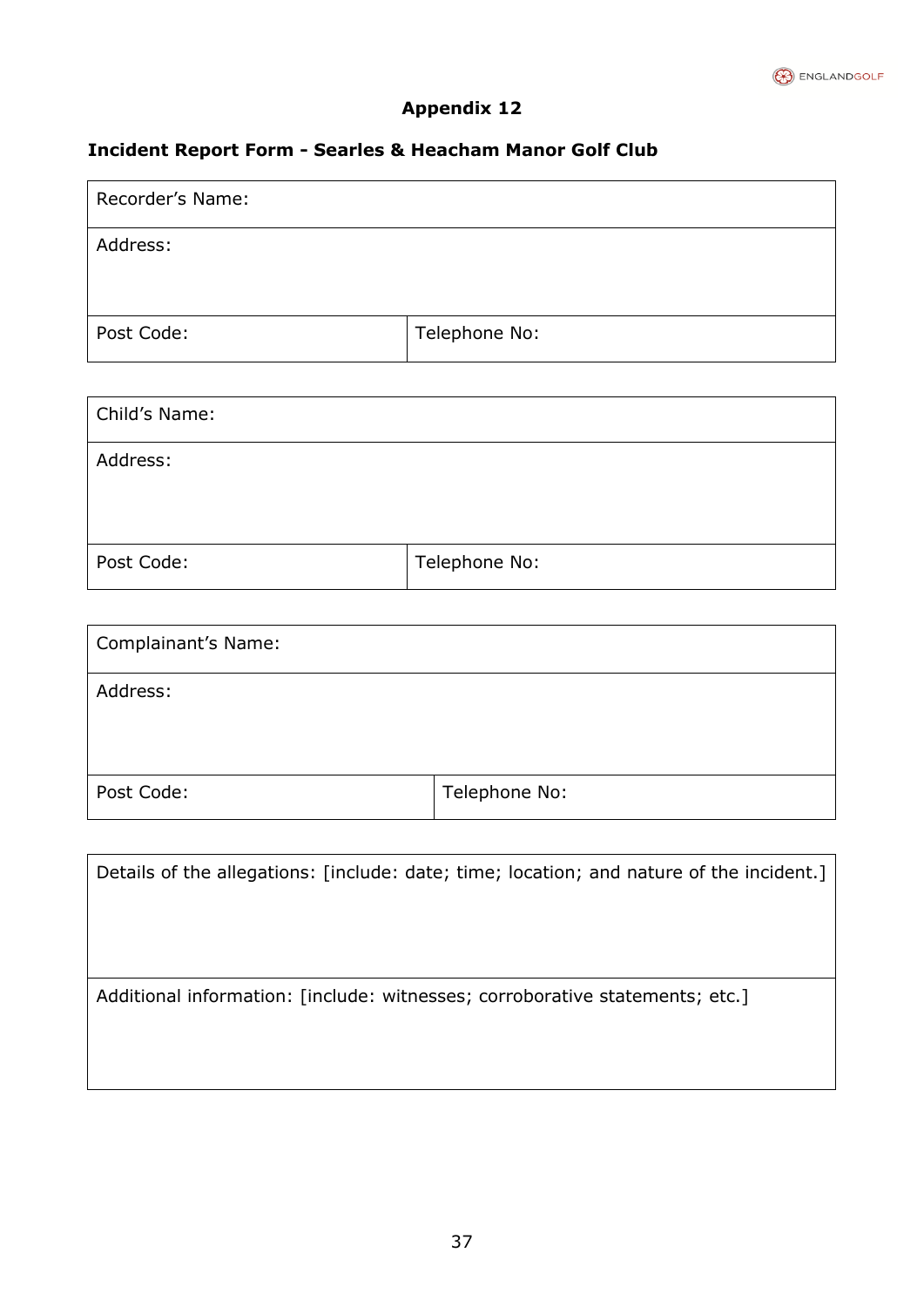## Appendix 12

### Incident Report Form - Searles & Heacham Manor Golf Club

| Recorder's Name: | |
|---|---|
| Address: | |
| Post Code: | Telephone No: |

| Child's Name: | |
|---|---|
| Address: | |
| Post Code: | Telephone No: |

| Complainant's Name: | |
|---|---|
| Address: | |
| Post Code: | Telephone No: |

| Details of the allegations: [include: date; time; location; and nature of the incident.] |
|---|
| Additional information: [include: witnesses; corroborative statements; etc.] |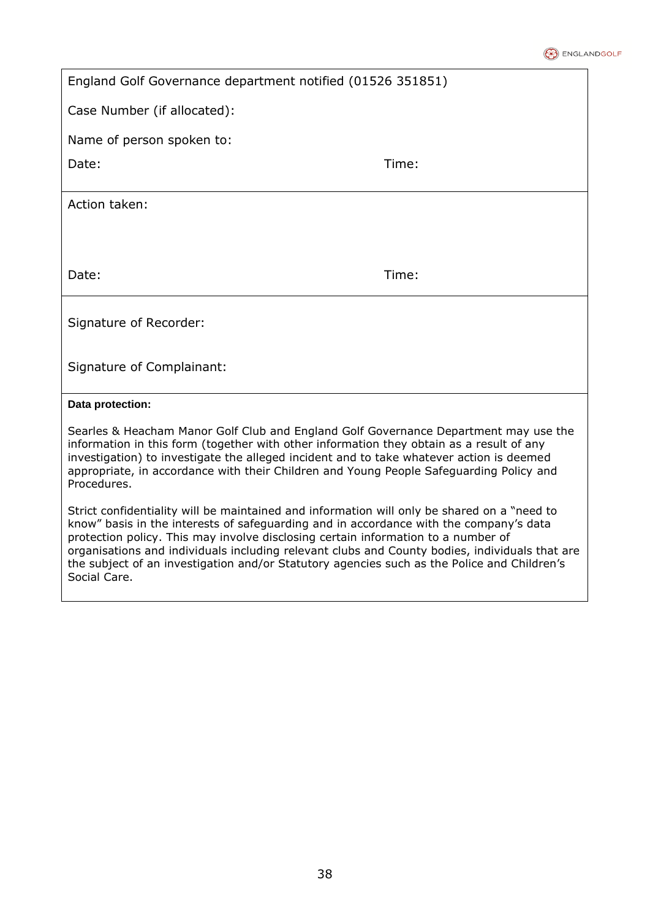England Golf Governance department notified (01526 351851)

Case Number (if allocated):

Name of person spoken to:

Date: Time:

Action taken:

Date: Time:

Signature of Recorder:

Signature of Complainant:

**Data protection:**

Searles & Heacham Manor Golf Club and England Golf Governance Department may use the information in this form (together with other information they obtain as a result of any investigation) to investigate the alleged incident and to take whatever action is deemed appropriate, in accordance with their Children and Young People Safeguarding Policy and Procedures.

Strict confidentiality will be maintained and information will only be shared on a "need to know" basis in the interests of safeguarding and in accordance with the company's data protection policy. This may involve disclosing certain information to a number of organisations and individuals including relevant clubs and County bodies, individuals that are the subject of an investigation and/or Statutory agencies such as the Police and Children's Social Care.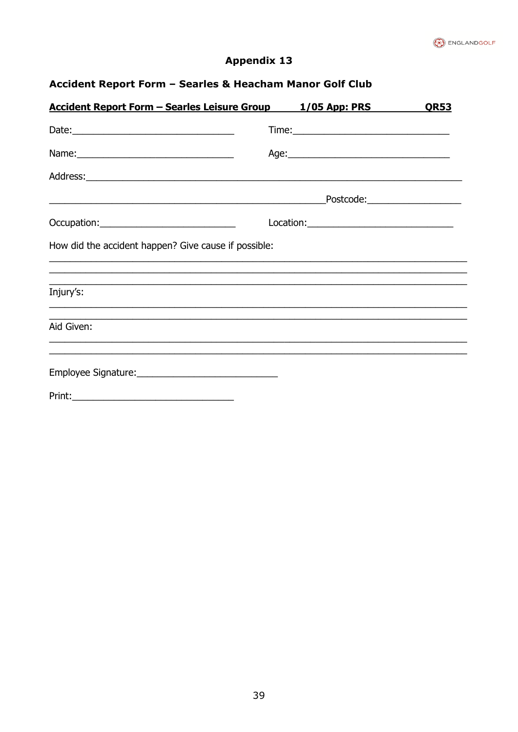## Appendix 13

### Accident Report Form – Searles & Heacham Manor Golf Club

**Accident Report Form – Searles Leisure Group 1/05 App: PRS QR53**

Date:______________________________ Time:_____________________________

Name:_____________________________ Age:______________________________

Address:___________________________________________________________________

___________________________________________________Postcode:_________________

Occupation:_________________________ Location:___________________________

How did the accident happen? Give cause if possible:

______________________________________________________________________________

______________________________________________________________________________

______________________________________________________________________________

Injury's:

______________________________________________________________________________

______________________________________________________________________________

Aid Given:

______________________________________________________________________________

______________________________________________________________________________

Employee Signature:__________________________

Print:______________________________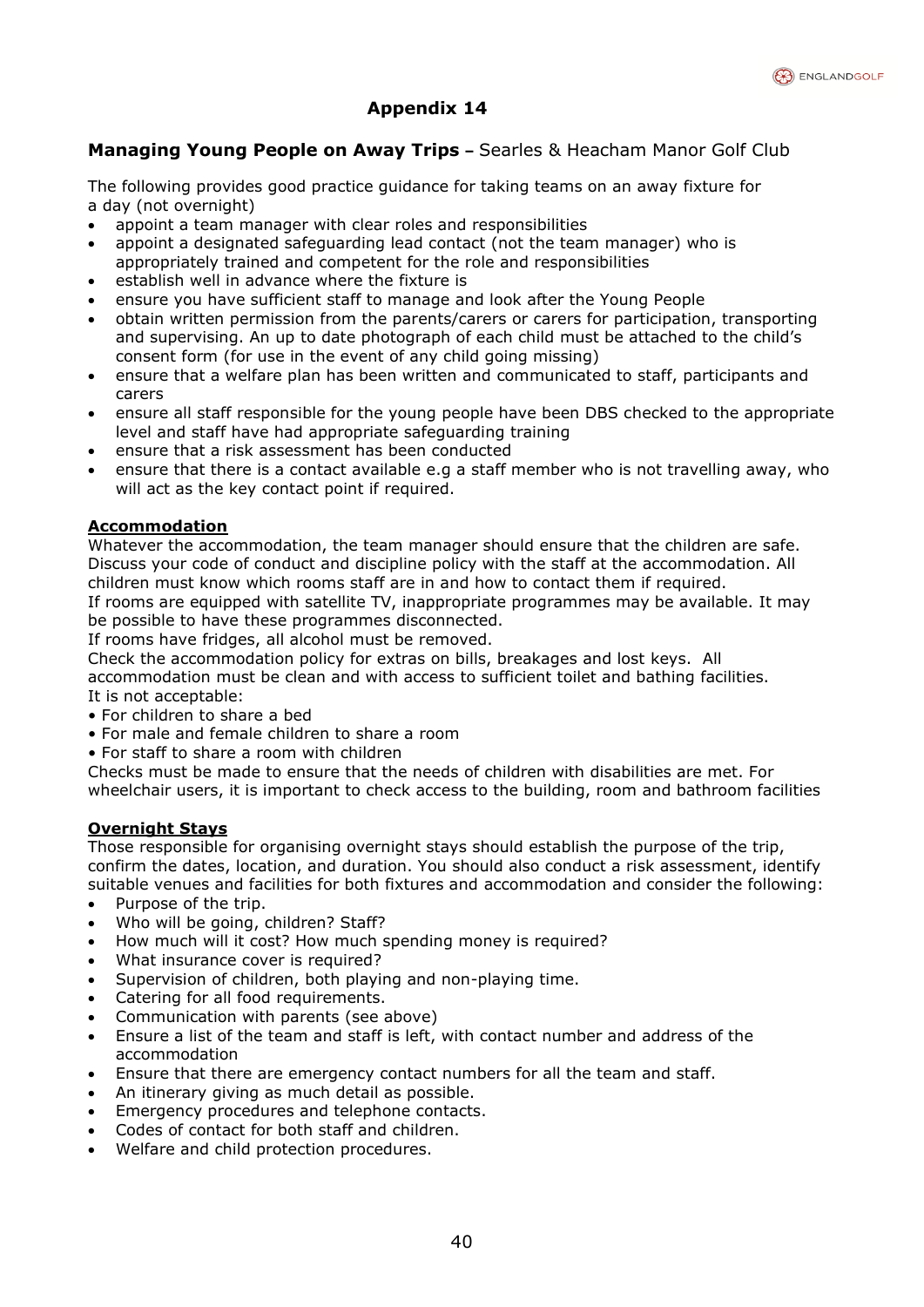# Appendix 14

## **Managing Young People on Away Trips –** Searles & Heacham Manor Golf Club

The following provides good practice guidance for taking teams on an away fixture for a day (not overnight)

- appoint a team manager with clear roles and responsibilities
- appoint a designated safeguarding lead contact (not the team manager) who is appropriately trained and competent for the role and responsibilities
- establish well in advance where the fixture is
- ensure you have sufficient staff to manage and look after the Young People
- obtain written permission from the parents/carers or carers for participation, transporting and supervising. An up to date photograph of each child must be attached to the child's consent form (for use in the event of any child going missing)
- ensure that a welfare plan has been written and communicated to staff, participants and carers
- ensure all staff responsible for the young people have been DBS checked to the appropriate level and staff have had appropriate safeguarding training
- ensure that a risk assessment has been conducted
- ensure that there is a contact available e.g a staff member who is not travelling away, who will act as the key contact point if required.

### Accommodation

Whatever the accommodation, the team manager should ensure that the children are safe. Discuss your code of conduct and discipline policy with the staff at the accommodation. All children must know which rooms staff are in and how to contact them if required.
If rooms are equipped with satellite TV, inappropriate programmes may be available. It may be possible to have these programmes disconnected.
If rooms have fridges, all alcohol must be removed.
Check the accommodation policy for extras on bills, breakages and lost keys. All accommodation must be clean and with access to sufficient toilet and bathing facilities.
It is not acceptable:

- For children to share a bed
- For male and female children to share a room
- For staff to share a room with children

Checks must be made to ensure that the needs of children with disabilities are met. For wheelchair users, it is important to check access to the building, room and bathroom facilities

### Overnight Stays

Those responsible for organising overnight stays should establish the purpose of the trip, confirm the dates, location, and duration. You should also conduct a risk assessment, identify suitable venues and facilities for both fixtures and accommodation and consider the following:

- Purpose of the trip.
- Who will be going, children? Staff?
- How much will it cost? How much spending money is required?
- What insurance cover is required?
- Supervision of children, both playing and non-playing time.
- Catering for all food requirements.
- Communication with parents (see above)
- Ensure a list of the team and staff is left, with contact number and address of the accommodation
- Ensure that there are emergency contact numbers for all the team and staff.
- An itinerary giving as much detail as possible.
- Emergency procedures and telephone contacts.
- Codes of contact for both staff and children.
- Welfare and child protection procedures.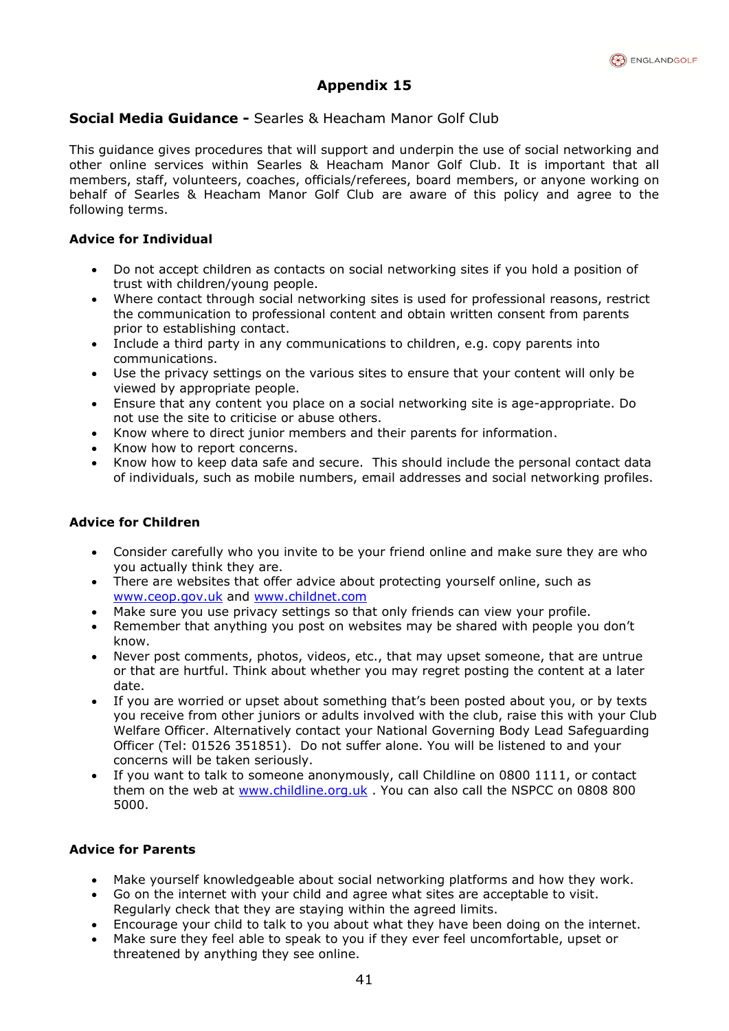# Appendix 15

## **Social Media Guidance -** Searles & Heacham Manor Golf Club

This guidance gives procedures that will support and underpin the use of social networking and other online services within Searles & Heacham Manor Golf Club. It is important that all members, staff, volunteers, coaches, officials/referees, board members, or anyone working on behalf of Searles & Heacham Manor Golf Club are aware of this policy and agree to the following terms.

### Advice for Individual

- Do not accept children as contacts on social networking sites if you hold a position of trust with children/young people.
- Where contact through social networking sites is used for professional reasons, restrict the communication to professional content and obtain written consent from parents prior to establishing contact.
- Include a third party in any communications to children, e.g. copy parents into communications.
- Use the privacy settings on the various sites to ensure that your content will only be viewed by appropriate people.
- Ensure that any content you place on a social networking site is age-appropriate. Do not use the site to criticise or abuse others.
- Know where to direct junior members and their parents for information.
- Know how to report concerns.
- Know how to keep data safe and secure. This should include the personal contact data of individuals, such as mobile numbers, email addresses and social networking profiles.

### Advice for Children

- Consider carefully who you invite to be your friend online and make sure they are who you actually think they are.
- There are websites that offer advice about protecting yourself online, such as [www.ceop.gov.uk](http://www.ceop.gov.uk) and [www.childnet.com](http://www.childnet.com)
- Make sure you use privacy settings so that only friends can view your profile.
- Remember that anything you post on websites may be shared with people you don't know.
- Never post comments, photos, videos, etc., that may upset someone, that are untrue or that are hurtful. Think about whether you may regret posting the content at a later date.
- If you are worried or upset about something that's been posted about you, or by texts you receive from other juniors or adults involved with the club, raise this with your Club Welfare Officer. Alternatively contact your National Governing Body Lead Safeguarding Officer (Tel: 01526 351851). Do not suffer alone. You will be listened to and your concerns will be taken seriously.
- If you want to talk to someone anonymously, call Childline on 0800 1111, or contact them on the web at [www.childline.org.uk](http://www.childline.org.uk) . You can also call the NSPCC on 0808 800 5000.

### Advice for Parents

- Make yourself knowledgeable about social networking platforms and how they work.
- Go on the internet with your child and agree what sites are acceptable to visit. Regularly check that they are staying within the agreed limits.
- Encourage your child to talk to you about what they have been doing on the internet.
- Make sure they feel able to speak to you if they ever feel uncomfortable, upset or threatened by anything they see online.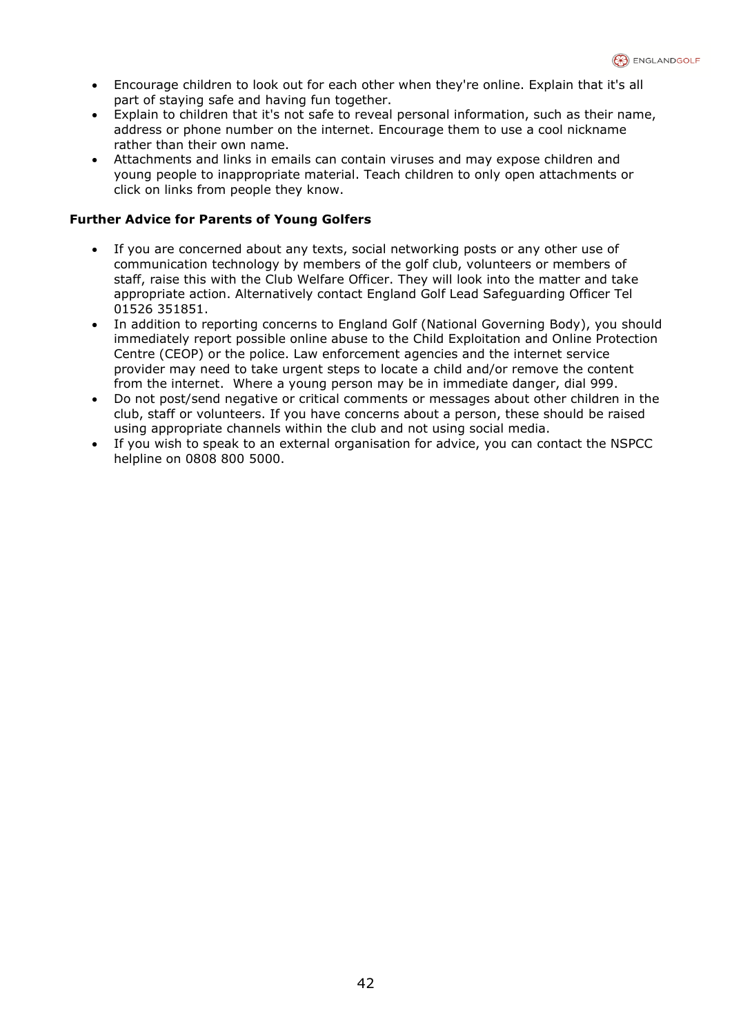- Encourage children to look out for each other when they're online. Explain that it's all part of staying safe and having fun together.
- Explain to children that it's not safe to reveal personal information, such as their name, address or phone number on the internet. Encourage them to use a cool nickname rather than their own name.
- Attachments and links in emails can contain viruses and may expose children and young people to inappropriate material. Teach children to only open attachments or click on links from people they know.

**Further Advice for Parents of Young Golfers**

- If you are concerned about any texts, social networking posts or any other use of communication technology by members of the golf club, volunteers or members of staff, raise this with the Club Welfare Officer. They will look into the matter and take appropriate action. Alternatively contact England Golf Lead Safeguarding Officer Tel 01526 351851.
- In addition to reporting concerns to England Golf (National Governing Body), you should immediately report possible online abuse to the Child Exploitation and Online Protection Centre (CEOP) or the police. Law enforcement agencies and the internet service provider may need to take urgent steps to locate a child and/or remove the content from the internet. Where a young person may be in immediate danger, dial 999.
- Do not post/send negative or critical comments or messages about other children in the club, staff or volunteers. If you have concerns about a person, these should be raised using appropriate channels within the club and not using social media.
- If you wish to speak to an external organisation for advice, you can contact the NSPCC helpline on 0808 800 5000.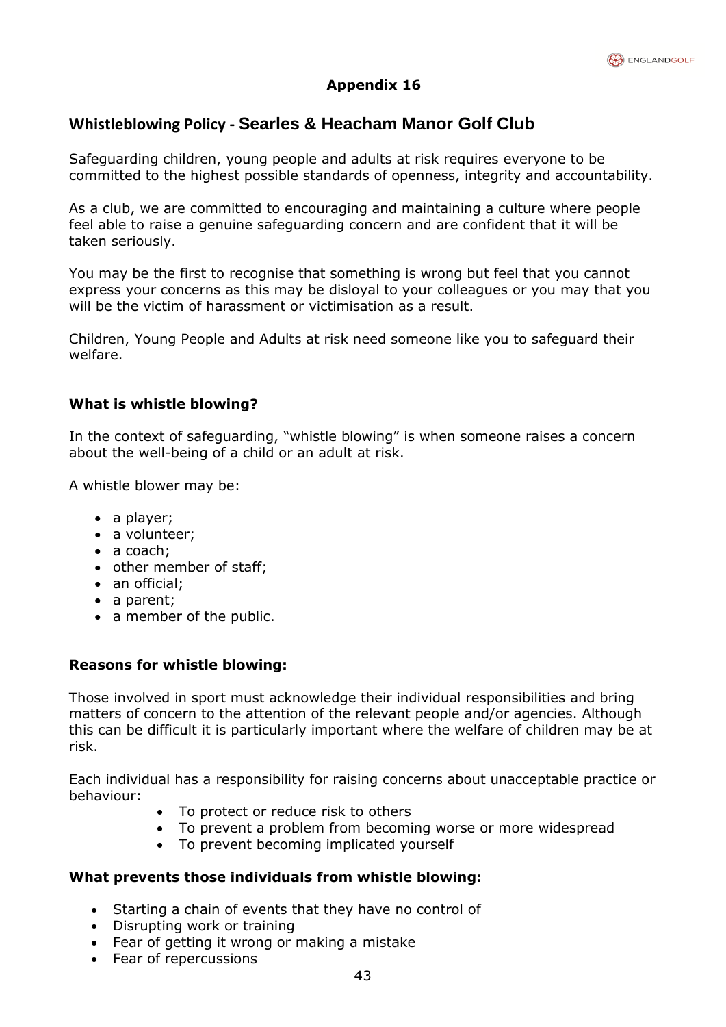**Appendix 16**

## Whistleblowing Policy - Searles & Heacham Manor Golf Club

Safeguarding children, young people and adults at risk requires everyone to be committed to the highest possible standards of openness, integrity and accountability.

As a club, we are committed to encouraging and maintaining a culture where people feel able to raise a genuine safeguarding concern and are confident that it will be taken seriously.

You may be the first to recognise that something is wrong but feel that you cannot express your concerns as this may be disloyal to your colleagues or you may that you will be the victim of harassment or victimisation as a result.

Children, Young People and Adults at risk need someone like you to safeguard their welfare.

### What is whistle blowing?

In the context of safeguarding, "whistle blowing" is when someone raises a concern about the well-being of a child or an adult at risk.

A whistle blower may be:

- a player;
- a volunteer;
- a coach;
- other member of staff;
- an official;
- a parent;
- a member of the public.

### Reasons for whistle blowing:

Those involved in sport must acknowledge their individual responsibilities and bring matters of concern to the attention of the relevant people and/or agencies. Although this can be difficult it is particularly important where the welfare of children may be at risk.

Each individual has a responsibility for raising concerns about unacceptable practice or behaviour:

- To protect or reduce risk to others
- To prevent a problem from becoming worse or more widespread
- To prevent becoming implicated yourself

### What prevents those individuals from whistle blowing:

- Starting a chain of events that they have no control of
- Disrupting work or training
- Fear of getting it wrong or making a mistake
- Fear of repercussions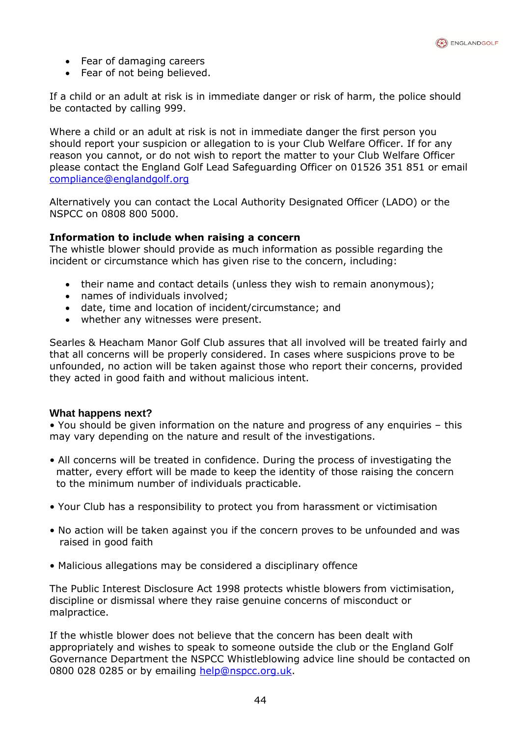- Fear of damaging careers
- Fear of not being believed.

If a child or an adult at risk is in immediate danger or risk of harm, the police should be contacted by calling 999.

Where a child or an adult at risk is not in immediate danger the first person you should report your suspicion or allegation to is your Club Welfare Officer. If for any reason you cannot, or do not wish to report the matter to your Club Welfare Officer please contact the England Golf Lead Safeguarding Officer on 01526 351 851 or email compliance@englandgolf.org

Alternatively you can contact the Local Authority Designated Officer (LADO) or the NSPCC on 0808 800 5000.

**Information to include when raising a concern**
The whistle blower should provide as much information as possible regarding the incident or circumstance which has given rise to the concern, including:

- their name and contact details (unless they wish to remain anonymous);
- names of individuals involved;
- date, time and location of incident/circumstance; and
- whether any witnesses were present.

Searles & Heacham Manor Golf Club assures that all involved will be treated fairly and that all concerns will be properly considered. In cases where suspicions prove to be unfounded, no action will be taken against those who report their concerns, provided they acted in good faith and without malicious intent.

**What happens next?**

- You should be given information on the nature and progress of any enquiries – this may vary depending on the nature and result of the investigations.
- All concerns will be treated in confidence. During the process of investigating the matter, every effort will be made to keep the identity of those raising the concern to the minimum number of individuals practicable.
- Your Club has a responsibility to protect you from harassment or victimisation
- No action will be taken against you if the concern proves to be unfounded and was raised in good faith
- Malicious allegations may be considered a disciplinary offence

The Public Interest Disclosure Act 1998 protects whistle blowers from victimisation, discipline or dismissal where they raise genuine concerns of misconduct or malpractice.

If the whistle blower does not believe that the concern has been dealt with appropriately and wishes to speak to someone outside the club or the England Golf Governance Department the NSPCC Whistleblowing advice line should be contacted on 0800 028 0285 or by emailing help@nspcc.org.uk.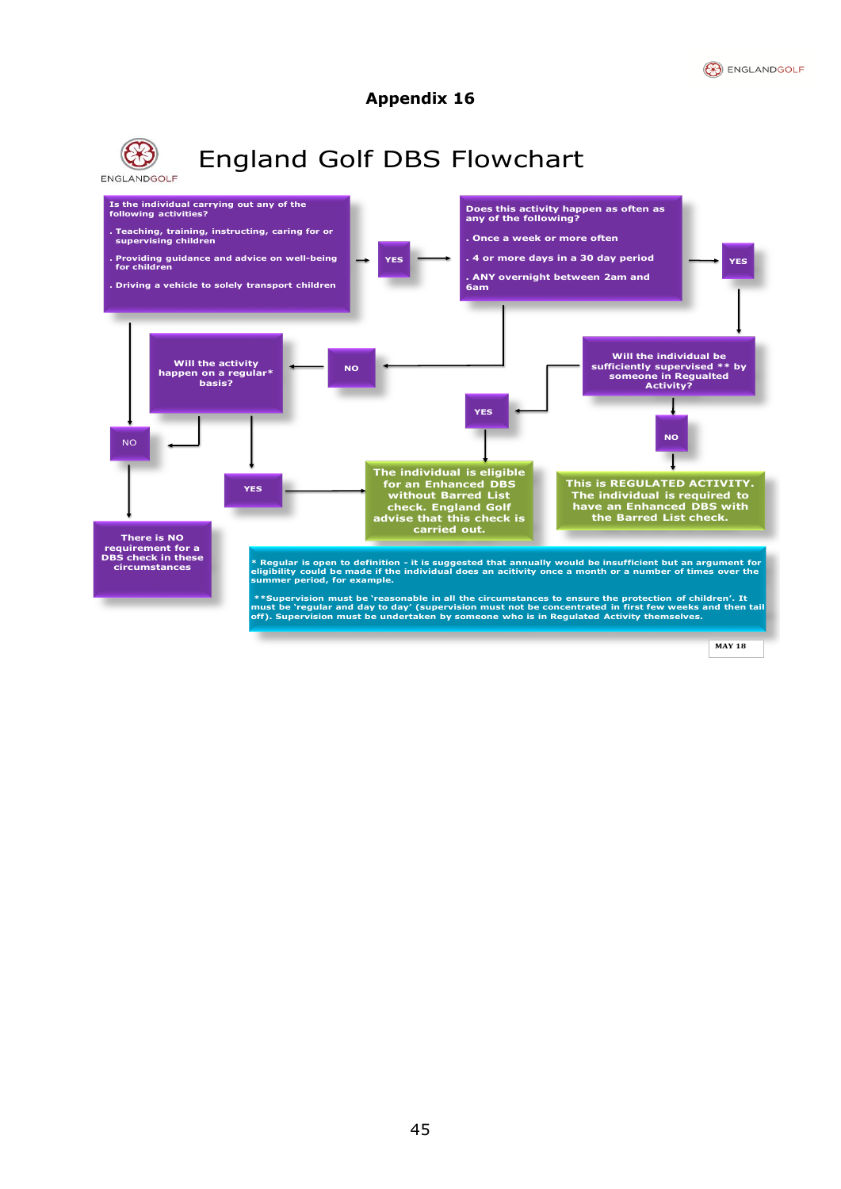# Appendix 16

## England Golf DBS Flowchart

**Is the individual carrying out any of the following activities?**

- Teaching, training, instructing, caring for or supervising children
- Providing guidance and advice on well-being for children
- Driving a vehicle to solely transport children

→ **YES** → **Does this activity happen as often as any of the following?**

- Once a week or more often
- 4 or more days in a 30 day period
- ANY overnight between 2am and 6am

→ **YES** → **Will the individual be sufficiently supervised \*\* by someone in Regualted Activity?**

- **NO** → **This is REGULATED ACTIVITY. The individual is required to have an Enhanced DBS with the Barred List check.**
- **YES** → **The individual is eligible for an Enhanced DBS without Barred List check. England Golf advise that this check is carried out.**

If the activity does not happen as often as the above → **NO** → **Will the activity happen on a regular\* basis?**

- **YES** → **The individual is eligible for an Enhanced DBS without Barred List check. England Golf advise that this check is carried out.**
- **NO** → **There is NO requirement for a DBS check in these circumstances**

If the individual is not carrying out any of the activities → **NO** → **There is NO requirement for a DBS check in these circumstances**

\* Regular is open to definition - it is suggested that annually would be insufficient but an argument for eligibility could be made if the individual does an acitivity once a month or a number of times over the summer period, for example.

\*\*Supervision must be 'reasonable in all the circumstances to ensure the protection of children'. It must be 'regular and day to day' (supervision must not be concentrated in first few weeks and then tail off). Supervision must be undertaken by someone who is in Regulated Activity themselves.

MAY 18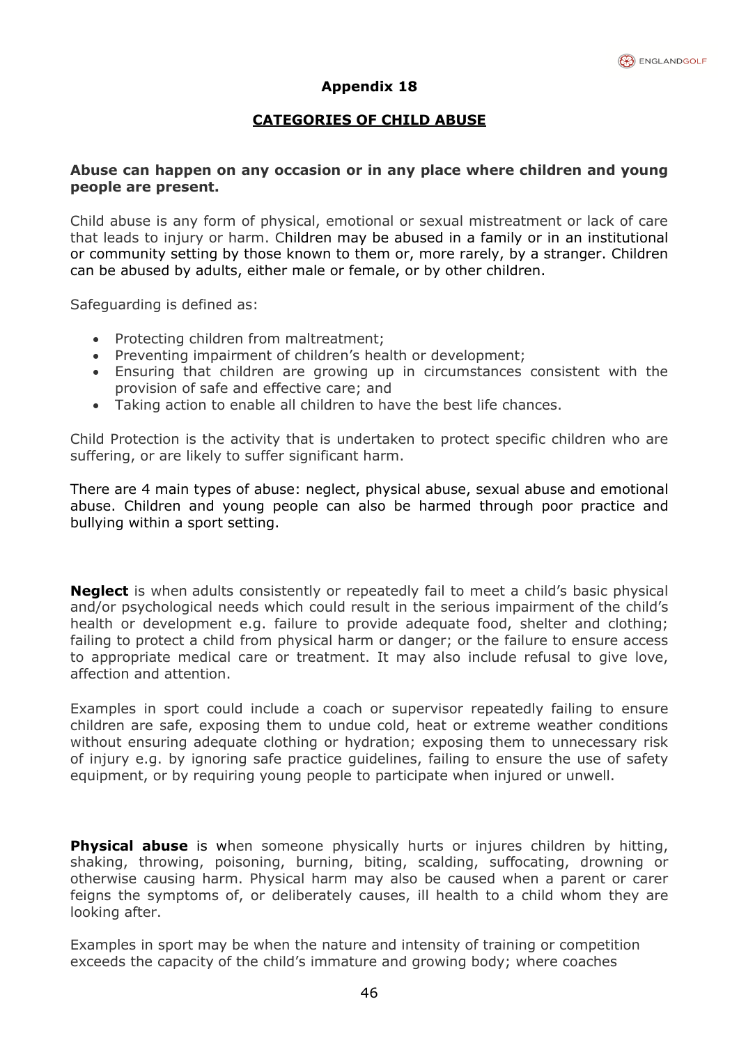## Appendix 18

## CATEGORIES OF CHILD ABUSE

**Abuse can happen on any occasion or in any place where children and young people are present.**

Child abuse is any form of physical, emotional or sexual mistreatment or lack of care that leads to injury or harm. Children may be abused in a family or in an institutional or community setting by those known to them or, more rarely, by a stranger. Children can be abused by adults, either male or female, or by other children.

Safeguarding is defined as:

- Protecting children from maltreatment;
- Preventing impairment of children's health or development;
- Ensuring that children are growing up in circumstances consistent with the provision of safe and effective care; and
- Taking action to enable all children to have the best life chances.

Child Protection is the activity that is undertaken to protect specific children who are suffering, or are likely to suffer significant harm.

There are 4 main types of abuse: neglect, physical abuse, sexual abuse and emotional abuse. Children and young people can also be harmed through poor practice and bullying within a sport setting.

**Neglect** is when adults consistently or repeatedly fail to meet a child's basic physical and/or psychological needs which could result in the serious impairment of the child's health or development e.g. failure to provide adequate food, shelter and clothing; failing to protect a child from physical harm or danger; or the failure to ensure access to appropriate medical care or treatment. It may also include refusal to give love, affection and attention.

Examples in sport could include a coach or supervisor repeatedly failing to ensure children are safe, exposing them to undue cold, heat or extreme weather conditions without ensuring adequate clothing or hydration; exposing them to unnecessary risk of injury e.g. by ignoring safe practice guidelines, failing to ensure the use of safety equipment, or by requiring young people to participate when injured or unwell.

**Physical abuse** is when someone physically hurts or injures children by hitting, shaking, throwing, poisoning, burning, biting, scalding, suffocating, drowning or otherwise causing harm. Physical harm may also be caused when a parent or carer feigns the symptoms of, or deliberately causes, ill health to a child whom they are looking after.

Examples in sport may be when the nature and intensity of training or competition exceeds the capacity of the child's immature and growing body; where coaches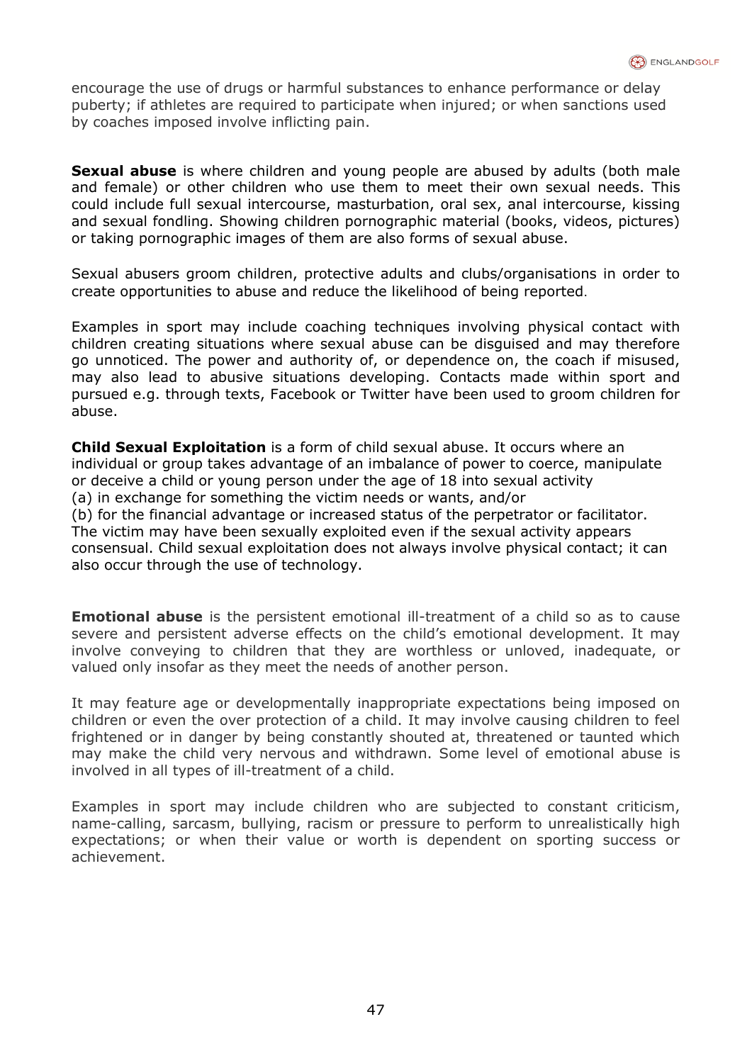encourage the use of drugs or harmful substances to enhance performance or delay puberty; if athletes are required to participate when injured; or when sanctions used by coaches imposed involve inflicting pain.

**Sexual abuse** is where children and young people are abused by adults (both male and female) or other children who use them to meet their own sexual needs. This could include full sexual intercourse, masturbation, oral sex, anal intercourse, kissing and sexual fondling. Showing children pornographic material (books, videos, pictures) or taking pornographic images of them are also forms of sexual abuse.

Sexual abusers groom children, protective adults and clubs/organisations in order to create opportunities to abuse and reduce the likelihood of being reported.

Examples in sport may include coaching techniques involving physical contact with children creating situations where sexual abuse can be disguised and may therefore go unnoticed. The power and authority of, or dependence on, the coach if misused, may also lead to abusive situations developing. Contacts made within sport and pursued e.g. through texts, Facebook or Twitter have been used to groom children for abuse.

**Child Sexual Exploitation** is a form of child sexual abuse. It occurs where an individual or group takes advantage of an imbalance of power to coerce, manipulate or deceive a child or young person under the age of 18 into sexual activity
(a) in exchange for something the victim needs or wants, and/or
(b) for the financial advantage or increased status of the perpetrator or facilitator.
The victim may have been sexually exploited even if the sexual activity appears consensual. Child sexual exploitation does not always involve physical contact; it can also occur through the use of technology.

**Emotional abuse** is the persistent emotional ill-treatment of a child so as to cause severe and persistent adverse effects on the child's emotional development. It may involve conveying to children that they are worthless or unloved, inadequate, or valued only insofar as they meet the needs of another person.

It may feature age or developmentally inappropriate expectations being imposed on children or even the over protection of a child. It may involve causing children to feel frightened or in danger by being constantly shouted at, threatened or taunted which may make the child very nervous and withdrawn. Some level of emotional abuse is involved in all types of ill-treatment of a child.

Examples in sport may include children who are subjected to constant criticism, name-calling, sarcasm, bullying, racism or pressure to perform to unrealistically high expectations; or when their value or worth is dependent on sporting success or achievement.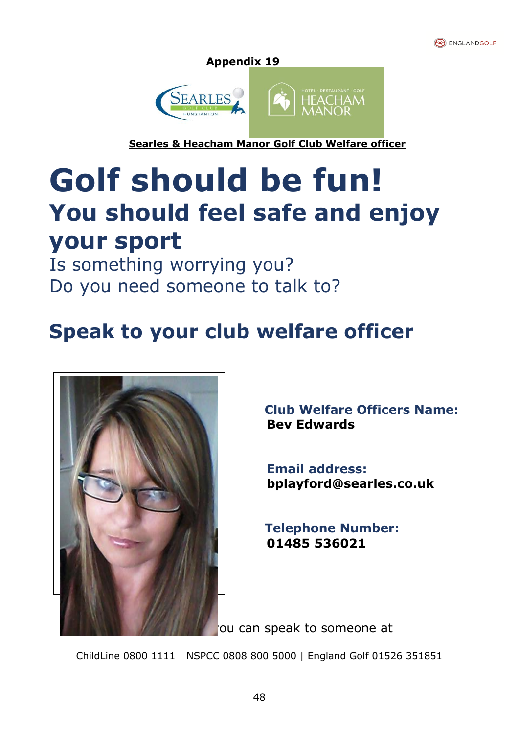**Appendix 19**

**Searles & Heacham Manor Golf Club Welfare officer**

# Golf should be fun!

## You should feel safe and enjoy your sport

Is something worrying you?
Do you need someone to talk to?

## Speak to your club welfare officer

**Club Welfare Officers Name:**
**Bev Edwards**

**Email address:**
**bplayford@searles.co.uk**

**Telephone Number:**
**01485 536021**

ou can speak to someone at

ChildLine 0800 1111 | NSPCC 0808 800 5000 | England Golf 01526 351851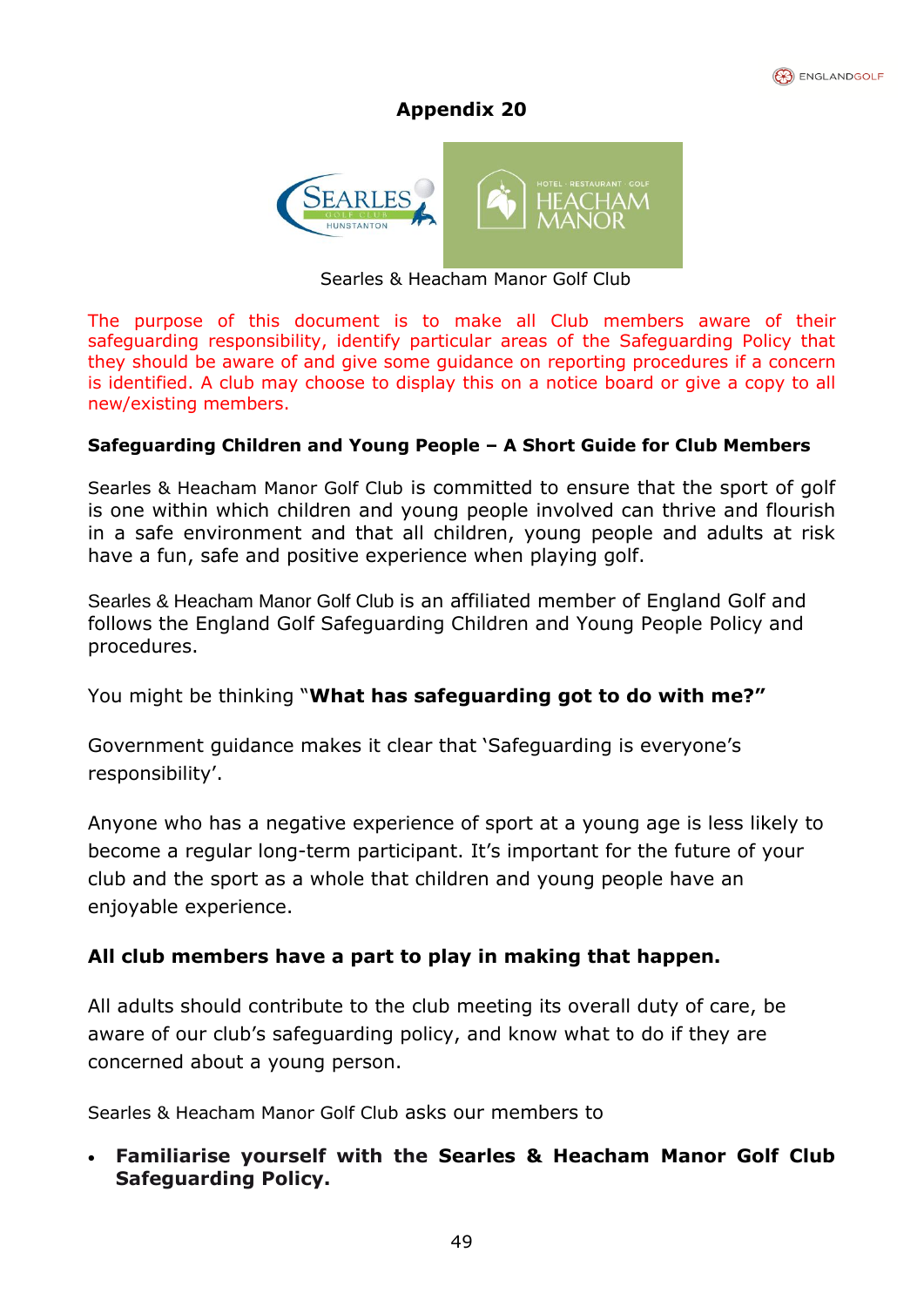# Appendix 20

Searles & Heacham Manor Golf Club

The purpose of this document is to make all Club members aware of their safeguarding responsibility, identify particular areas of the Safeguarding Policy that they should be aware of and give some guidance on reporting procedures if a concern is identified. A club may choose to display this on a notice board or give a copy to all new/existing members.

**Safeguarding Children and Young People – A Short Guide for Club Members**

Searles & Heacham Manor Golf Club is committed to ensure that the sport of golf is one within which children and young people involved can thrive and flourish in a safe environment and that all children, young people and adults at risk have a fun, safe and positive experience when playing golf.

Searles & Heacham Manor Golf Club is an affiliated member of England Golf and follows the England Golf Safeguarding Children and Young People Policy and procedures.

You might be thinking "**What has safeguarding got to do with me?"**

Government guidance makes it clear that 'Safeguarding is everyone's responsibility'.

Anyone who has a negative experience of sport at a young age is less likely to become a regular long-term participant. It's important for the future of your club and the sport as a whole that children and young people have an enjoyable experience.

**All club members have a part to play in making that happen.**

All adults should contribute to the club meeting its overall duty of care, be aware of our club's safeguarding policy, and know what to do if they are concerned about a young person.

Searles & Heacham Manor Golf Club asks our members to

- **Familiarise yourself with the Searles & Heacham Manor Golf Club Safeguarding Policy.**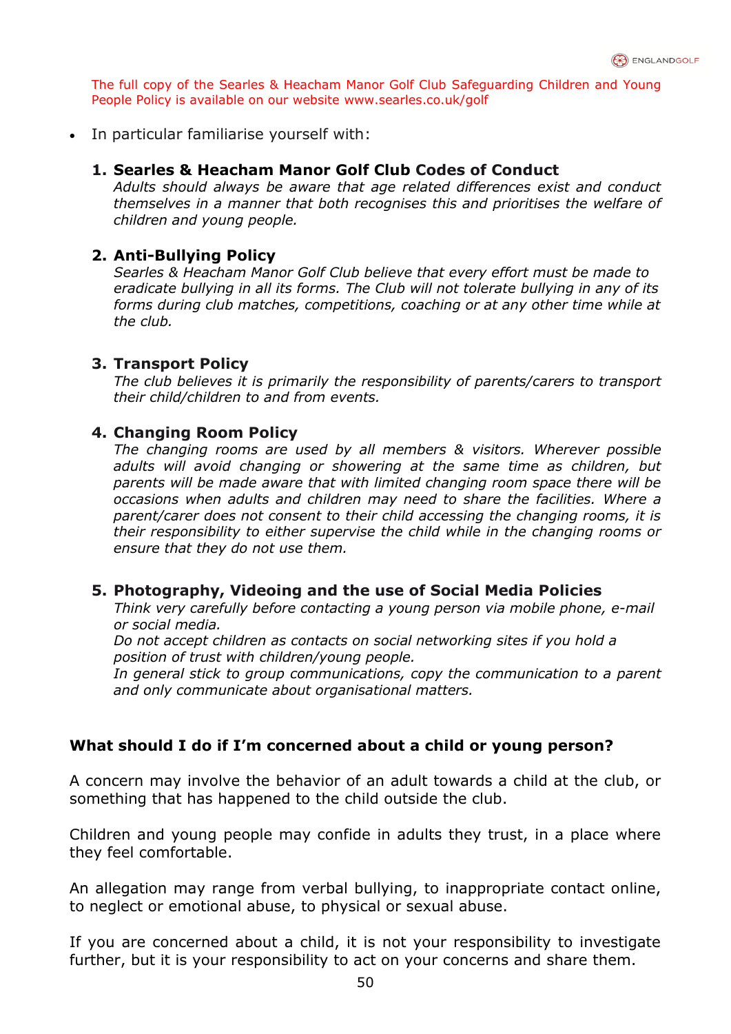The full copy of the Searles & Heacham Manor Golf Club Safeguarding Children and Young People Policy is available on our website www.searles.co.uk/golf

- In particular familiarise yourself with:

1. **Searles & Heacham Manor Golf Club Codes of Conduct**
   *Adults should always be aware that age related differences exist and conduct themselves in a manner that both recognises this and prioritises the welfare of children and young people.*

2. **Anti-Bullying Policy**
   *Searles & Heacham Manor Golf Club believe that every effort must be made to eradicate bullying in all its forms. The Club will not tolerate bullying in any of its forms during club matches, competitions, coaching or at any other time while at the club.*

3. **Transport Policy**
   *The club believes it is primarily the responsibility of parents/carers to transport their child/children to and from events.*

4. **Changing Room Policy**
   *The changing rooms are used by all members & visitors. Wherever possible adults will avoid changing or showering at the same time as children, but parents will be made aware that with limited changing room space there will be occasions when adults and children may need to share the facilities. Where a parent/carer does not consent to their child accessing the changing rooms, it is their responsibility to either supervise the child while in the changing rooms or ensure that they do not use them.*

5. **Photography, Videoing and the use of Social Media Policies**
   *Think very carefully before contacting a young person via mobile phone, e-mail or social media.*
   *Do not accept children as contacts on social networking sites if you hold a position of trust with children/young people.*
   *In general stick to group communications, copy the communication to a parent and only communicate about organisational matters.*

## What should I do if I'm concerned about a child or young person?

A concern may involve the behavior of an adult towards a child at the club, or something that has happened to the child outside the club.

Children and young people may confide in adults they trust, in a place where they feel comfortable.

An allegation may range from verbal bullying, to inappropriate contact online, to neglect or emotional abuse, to physical or sexual abuse.

If you are concerned about a child, it is not your responsibility to investigate further, but it is your responsibility to act on your concerns and share them.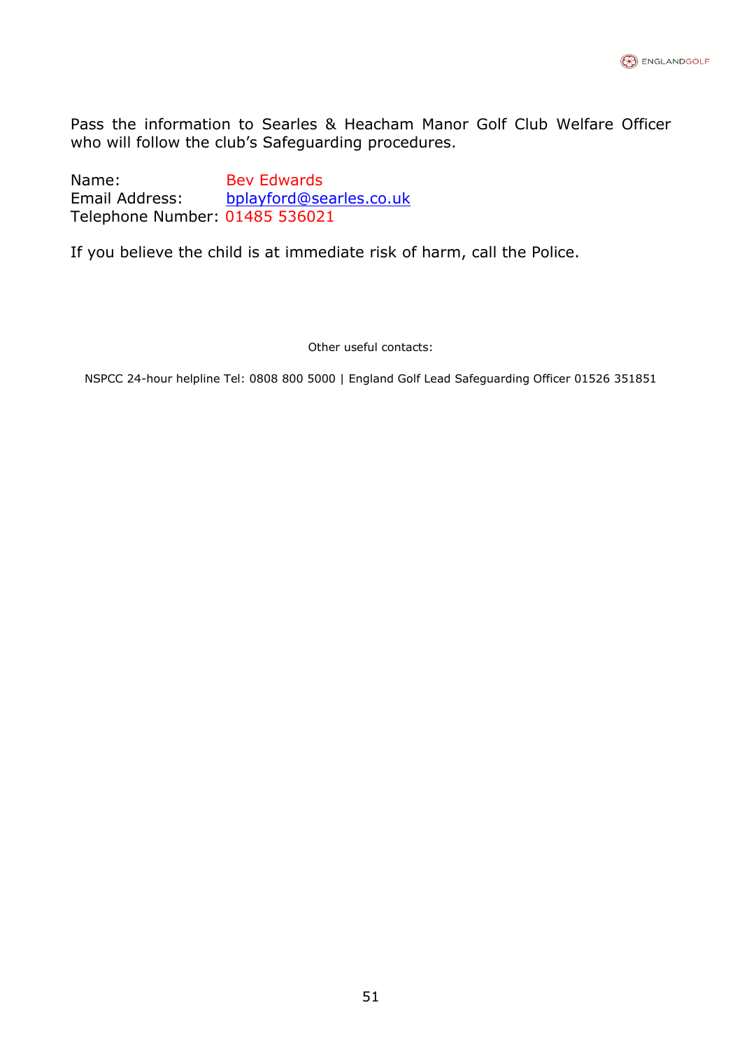Pass the information to Searles & Heacham Manor Golf Club Welfare Officer who will follow the club's Safeguarding procedures.

Name: Bev Edwards
Email Address: bplayford@searles.co.uk
Telephone Number: 01485 536021

If you believe the child is at immediate risk of harm, call the Police.

Other useful contacts:

NSPCC 24-hour helpline Tel: 0808 800 5000 | England Golf Lead Safeguarding Officer 01526 351851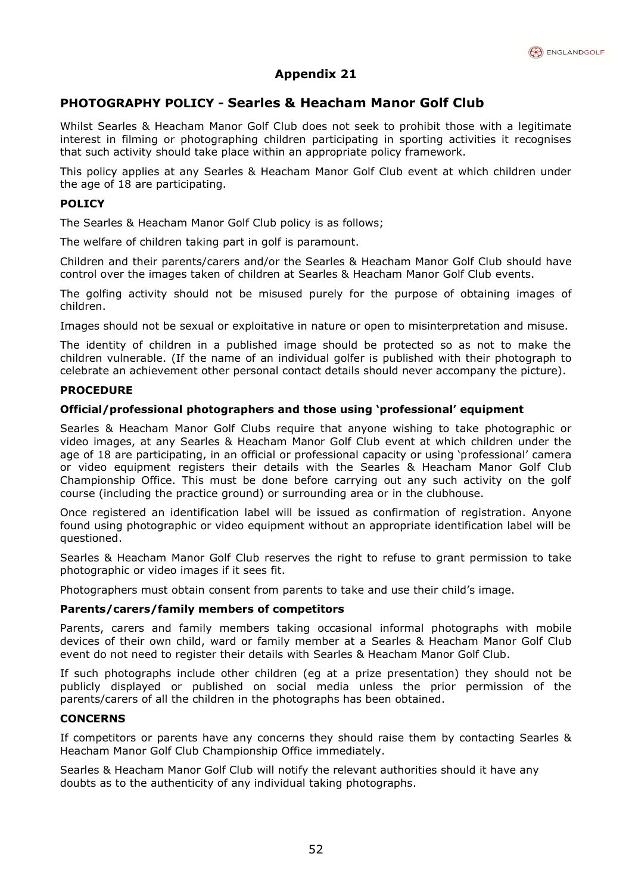# Appendix 21

## PHOTOGRAPHY POLICY - Searles & Heacham Manor Golf Club

Whilst Searles & Heacham Manor Golf Club does not seek to prohibit those with a legitimate interest in filming or photographing children participating in sporting activities it recognises that such activity should take place within an appropriate policy framework.

This policy applies at any Searles & Heacham Manor Golf Club event at which children under the age of 18 are participating.

### POLICY

The Searles & Heacham Manor Golf Club policy is as follows;

The welfare of children taking part in golf is paramount.

Children and their parents/carers and/or the Searles & Heacham Manor Golf Club should have control over the images taken of children at Searles & Heacham Manor Golf Club events.

The golfing activity should not be misused purely for the purpose of obtaining images of children.

Images should not be sexual or exploitative in nature or open to misinterpretation and misuse.

The identity of children in a published image should be protected so as not to make the children vulnerable. (If the name of an individual golfer is published with their photograph to celebrate an achievement other personal contact details should never accompany the picture).

### PROCEDURE

#### Official/professional photographers and those using 'professional' equipment

Searles & Heacham Manor Golf Clubs require that anyone wishing to take photographic or video images, at any Searles & Heacham Manor Golf Club event at which children under the age of 18 are participating, in an official or professional capacity or using 'professional' camera or video equipment registers their details with the Searles & Heacham Manor Golf Club Championship Office. This must be done before carrying out any such activity on the golf course (including the practice ground) or surrounding area or in the clubhouse.

Once registered an identification label will be issued as confirmation of registration. Anyone found using photographic or video equipment without an appropriate identification label will be questioned.

Searles & Heacham Manor Golf Club reserves the right to refuse to grant permission to take photographic or video images if it sees fit.

Photographers must obtain consent from parents to take and use their child's image.

#### Parents/carers/family members of competitors

Parents, carers and family members taking occasional informal photographs with mobile devices of their own child, ward or family member at a Searles & Heacham Manor Golf Club event do not need to register their details with Searles & Heacham Manor Golf Club.

If such photographs include other children (eg at a prize presentation) they should not be publicly displayed or published on social media unless the prior permission of the parents/carers of all the children in the photographs has been obtained.

### CONCERNS

If competitors or parents have any concerns they should raise them by contacting Searles & Heacham Manor Golf Club Championship Office immediately.

Searles & Heacham Manor Golf Club will notify the relevant authorities should it have any doubts as to the authenticity of any individual taking photographs.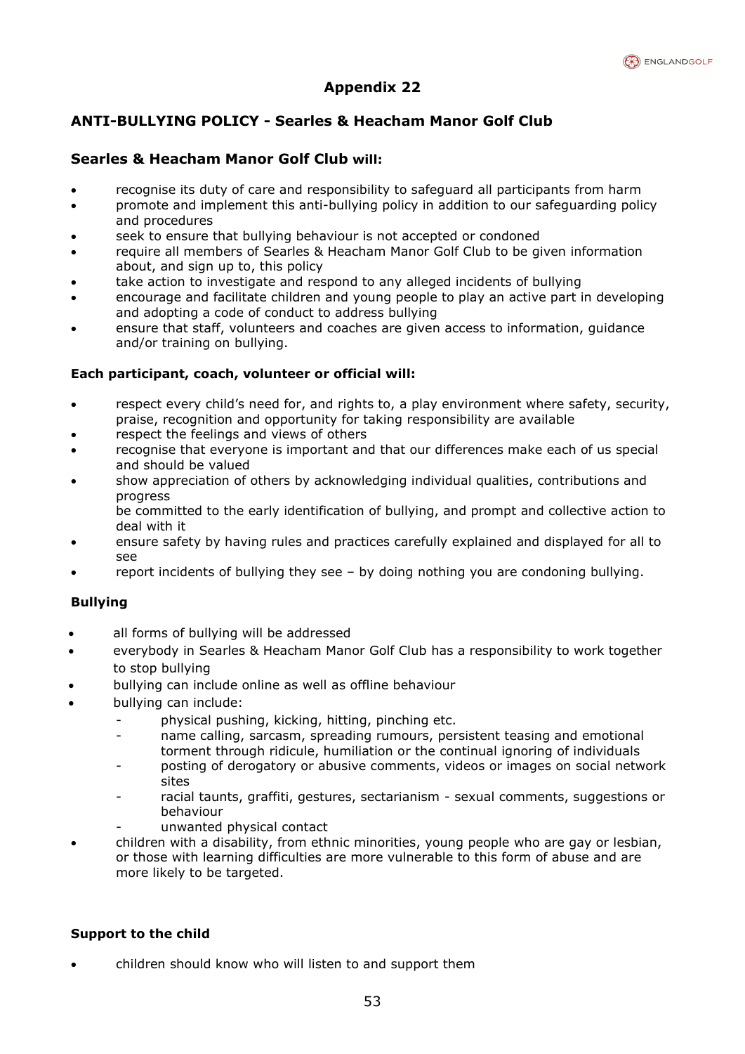## Appendix 22

### ANTI-BULLYING POLICY - Searles & Heacham Manor Golf Club

### Searles & Heacham Manor Golf Club will:

- recognise its duty of care and responsibility to safeguard all participants from harm
- promote and implement this anti-bullying policy in addition to our safeguarding policy and procedures
- seek to ensure that bullying behaviour is not accepted or condoned
- require all members of Searles & Heacham Manor Golf Club to be given information about, and sign up to, this policy
- take action to investigate and respond to any alleged incidents of bullying
- encourage and facilitate children and young people to play an active part in developing and adopting a code of conduct to address bullying
- ensure that staff, volunteers and coaches are given access to information, guidance and/or training on bullying.

**Each participant, coach, volunteer or official will:**

- respect every child's need for, and rights to, a play environment where safety, security, praise, recognition and opportunity for taking responsibility are available
- respect the feelings and views of others
- recognise that everyone is important and that our differences make each of us special and should be valued
- show appreciation of others by acknowledging individual qualities, contributions and progress
  be committed to the early identification of bullying, and prompt and collective action to deal with it
- ensure safety by having rules and practices carefully explained and displayed for all to see
- report incidents of bullying they see – by doing nothing you are condoning bullying.

**Bullying**

- all forms of bullying will be addressed
- everybody in Searles & Heacham Manor Golf Club has a responsibility to work together to stop bullying
- bullying can include online as well as offline behaviour
- bullying can include:
  - physical pushing, kicking, hitting, pinching etc.
  - name calling, sarcasm, spreading rumours, persistent teasing and emotional torment through ridicule, humiliation or the continual ignoring of individuals
  - posting of derogatory or abusive comments, videos or images on social network sites
  - racial taunts, graffiti, gestures, sectarianism - sexual comments, suggestions or behaviour
  - unwanted physical contact
- children with a disability, from ethnic minorities, young people who are gay or lesbian, or those with learning difficulties are more vulnerable to this form of abuse and are more likely to be targeted.

**Support to the child**

- children should know who will listen to and support them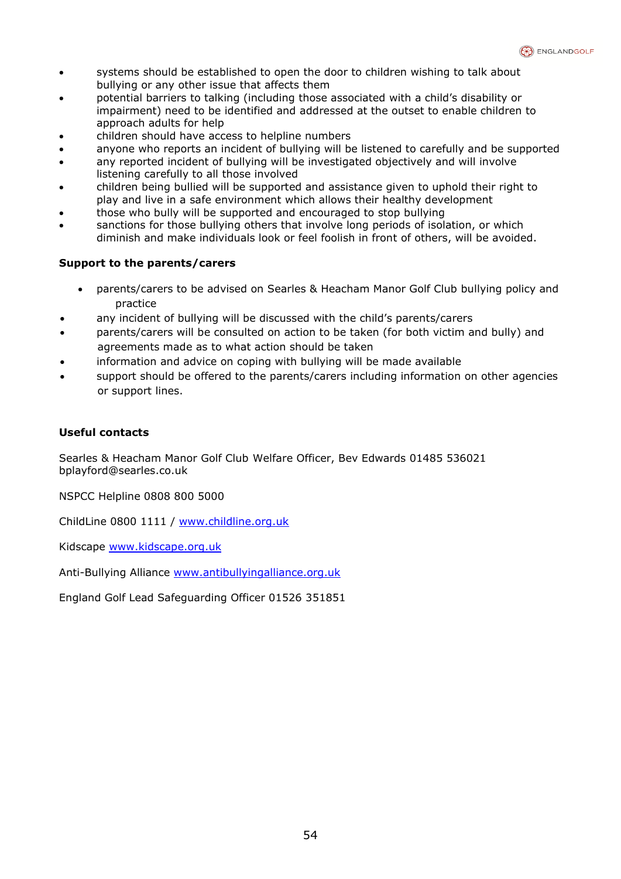- systems should be established to open the door to children wishing to talk about bullying or any other issue that affects them
- potential barriers to talking (including those associated with a child's disability or impairment) need to be identified and addressed at the outset to enable children to approach adults for help
- children should have access to helpline numbers
- anyone who reports an incident of bullying will be listened to carefully and be supported
- any reported incident of bullying will be investigated objectively and will involve listening carefully to all those involved
- children being bullied will be supported and assistance given to uphold their right to play and live in a safe environment which allows their healthy development
- those who bully will be supported and encouraged to stop bullying
- sanctions for those bullying others that involve long periods of isolation, or which diminish and make individuals look or feel foolish in front of others, will be avoided.

**Support to the parents/carers**

- parents/carers to be advised on Searles & Heacham Manor Golf Club bullying policy and practice
- any incident of bullying will be discussed with the child's parents/carers
- parents/carers will be consulted on action to be taken (for both victim and bully) and agreements made as to what action should be taken
- information and advice on coping with bullying will be made available
- support should be offered to the parents/carers including information on other agencies or support lines.

**Useful contacts**

Searles & Heacham Manor Golf Club Welfare Officer, Bev Edwards 01485 536021
bplayford@searles.co.uk

NSPCC Helpline 0808 800 5000

ChildLine 0800 1111 / www.childline.org.uk

Kidscape www.kidscape.org.uk

Anti-Bullying Alliance www.antibullyingalliance.org.uk

England Golf Lead Safeguarding Officer 01526 351851